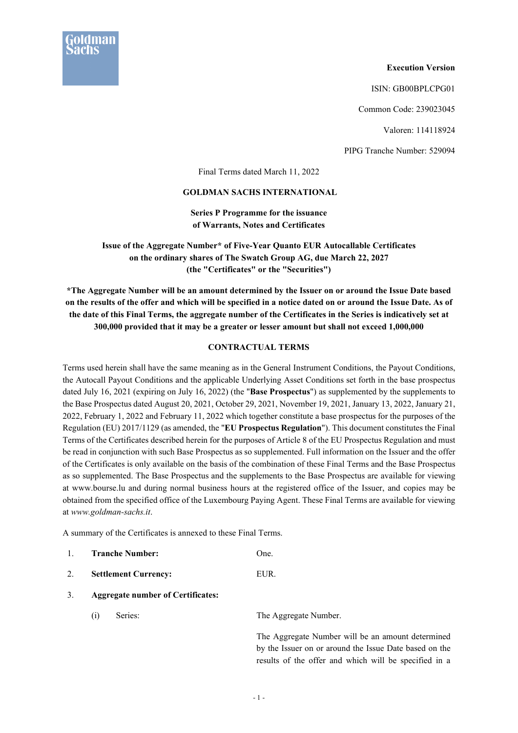Goldman Sachs

**Execution Version**

ISIN: GB00BPLCPG01

Common Code: 239023045

Valoren: 114118924

PIPG Tranche Number: 529094

Final Terms dated March 11, 2022

**GOLDMAN SACHS INTERNATIONAL**

**Series P Programme for the issuance of Warrants, Notes and Certificates**

**Issue of the Aggregate Number* of Five-Year Quanto EUR Autocallable Certificates on the ordinary shares of The Swatch Group AG, due March 22, 2027 (the "Certificates" or the "Securities")**

**\*The Aggregate Number will be an amount determined by the Issuer on or around the Issue Date based on the results of the offer and which will be specified in a notice dated on or around the Issue Date. As of the date of this Final Terms, the aggregate number of the Certificates in the Series is indicatively set at 300,000 provided that it may be a greater or lesser amount but shall not exceed 1,000,000**

**CONTRACTUAL TERMS**

Terms used herein shall have the same meaning as in the General Instrument Conditions, the Payout Conditions, the Autocall Payout Conditions and the applicable Underlying Asset Conditions set forth in the base prospectus dated July 16, 2021 (expiring on July 16, 2022) (the "**Base Prospectus**") as supplemented by the supplements to the Base Prospectus dated August 20, 2021, October 29, 2021, November 19, 2021, January 13, 2022, January 21, 2022, February 1, 2022 and February 11, 2022 which together constitute a base prospectus for the purposes of the Regulation (EU) 2017/1129 (as amended, the "**EU Prospectus Regulation**"). This document constitutes the Final Terms of the Certificates described herein for the purposes of Article 8 of the EU Prospectus Regulation and must be read in conjunction with such Base Prospectus as so supplemented. Full information on the Issuer and the offer of the Certificates is only available on the basis of the combination of these Final Terms and the Base Prospectus as so supplemented. The Base Prospectus and the supplements to the Base Prospectus are available for viewing at www.bourse.lu and during normal business hours at the registered office of the Issuer, and copies may be obtained from the specified office of the Luxembourg Paying Agent. These Final Terms are available for viewing at *www.goldman-sachs.it*.

A summary of the Certificates is annexed to these Final Terms.

1. **Tranche Number:** One.

2. **Settlement Currency:** EUR.

3. **Aggregate number of Certificates:**

   (i) Series: The Aggregate Number.

   The Aggregate Number will be an amount determined by the Issuer on or around the Issue Date based on the results of the offer and which will be specified in a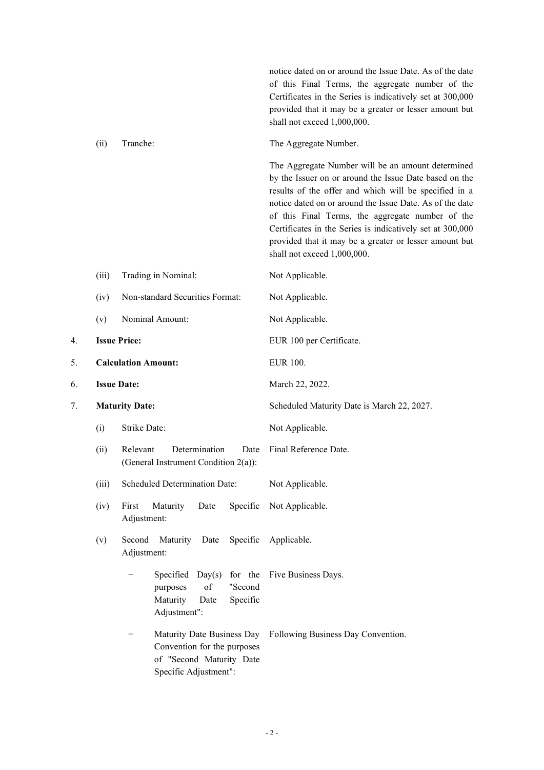| | | |
|---|---|---|
| | | notice dated on or around the Issue Date. As of the date of this Final Terms, the aggregate number of the Certificates in the Series is indicatively set at 300,000 provided that it may be a greater or lesser amount but shall not exceed 1,000,000. |
| | (ii) Tranche: | The Aggregate Number.<br><br>The Aggregate Number will be an amount determined by the Issuer on or around the Issue Date based on the results of the offer and which will be specified in a notice dated on or around the Issue Date. As of the date of this Final Terms, the aggregate number of the Certificates in the Series is indicatively set at 300,000 provided that it may be a greater or lesser amount but shall not exceed 1,000,000. |
| | (iii) Trading in Nominal: | Not Applicable. |
| | (iv) Non-standard Securities Format: | Not Applicable. |
| | (v) Nominal Amount: | Not Applicable. |
| 4. | **Issue Price:** | EUR 100 per Certificate. |
| 5. | **Calculation Amount:** | EUR 100. |
| 6. | **Issue Date:** | March 22, 2022. |
| 7. | **Maturity Date:** | Scheduled Maturity Date is March 22, 2027. |
| | (i) Strike Date: | Not Applicable. |
| | (ii) Relevant Determination Date (General Instrument Condition 2(a)): | Final Reference Date. |
| | (iii) Scheduled Determination Date: | Not Applicable. |
| | (iv) First Maturity Date Specific Adjustment: | Not Applicable. |
| | (v) Second Maturity Date Specific Adjustment: | Applicable. |
| | − Specified Day(s) for the purposes of "Second Maturity Date Specific Adjustment": | Five Business Days. |
| | − Maturity Date Business Day Convention for the purposes of "Second Maturity Date Specific Adjustment": | Following Business Day Convention. |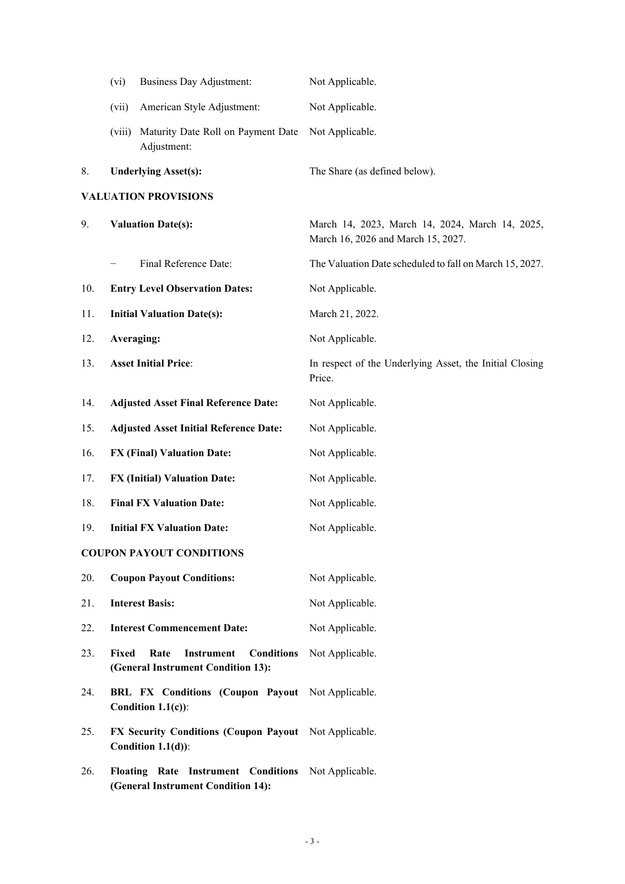| | | |
|---|---|---|
| | (vi) Business Day Adjustment: | Not Applicable. |
| | (vii) American Style Adjustment: | Not Applicable. |
| | (viii) Maturity Date Roll on Payment Date Adjustment: | Not Applicable. |
| 8. | **Underlying Asset(s):** | The Share (as defined below). |

**VALUATION PROVISIONS**

| | | |
|---|---|---|
| 9. | **Valuation Date(s):** | March 14, 2023, March 14, 2024, March 14, 2025, March 16, 2026 and March 15, 2027. |
| | − Final Reference Date: | The Valuation Date scheduled to fall on March 15, 2027. |
| 10. | **Entry Level Observation Dates:** | Not Applicable. |
| 11. | **Initial Valuation Date(s):** | March 21, 2022. |
| 12. | **Averaging:** | Not Applicable. |
| 13. | **Asset Initial Price**: | In respect of the Underlying Asset, the Initial Closing Price. |
| 14. | **Adjusted Asset Final Reference Date:** | Not Applicable. |
| 15. | **Adjusted Asset Initial Reference Date:** | Not Applicable. |
| 16. | **FX (Final) Valuation Date:** | Not Applicable. |
| 17. | **FX (Initial) Valuation Date:** | Not Applicable. |
| 18. | **Final FX Valuation Date:** | Not Applicable. |
| 19. | **Initial FX Valuation Date:** | Not Applicable. |

**COUPON PAYOUT CONDITIONS**

| | | |
|---|---|---|
| 20. | **Coupon Payout Conditions:** | Not Applicable. |
| 21. | **Interest Basis:** | Not Applicable. |
| 22. | **Interest Commencement Date:** | Not Applicable. |
| 23. | **Fixed Rate Instrument Conditions (General Instrument Condition 13):** | Not Applicable. |
| 24. | **BRL FX Conditions (Coupon Payout Condition 1.1(c))**: | Not Applicable. |
| 25. | **FX Security Conditions (Coupon Payout Condition 1.1(d))**: | Not Applicable. |
| 26. | **Floating Rate Instrument Conditions (General Instrument Condition 14):** | Not Applicable. |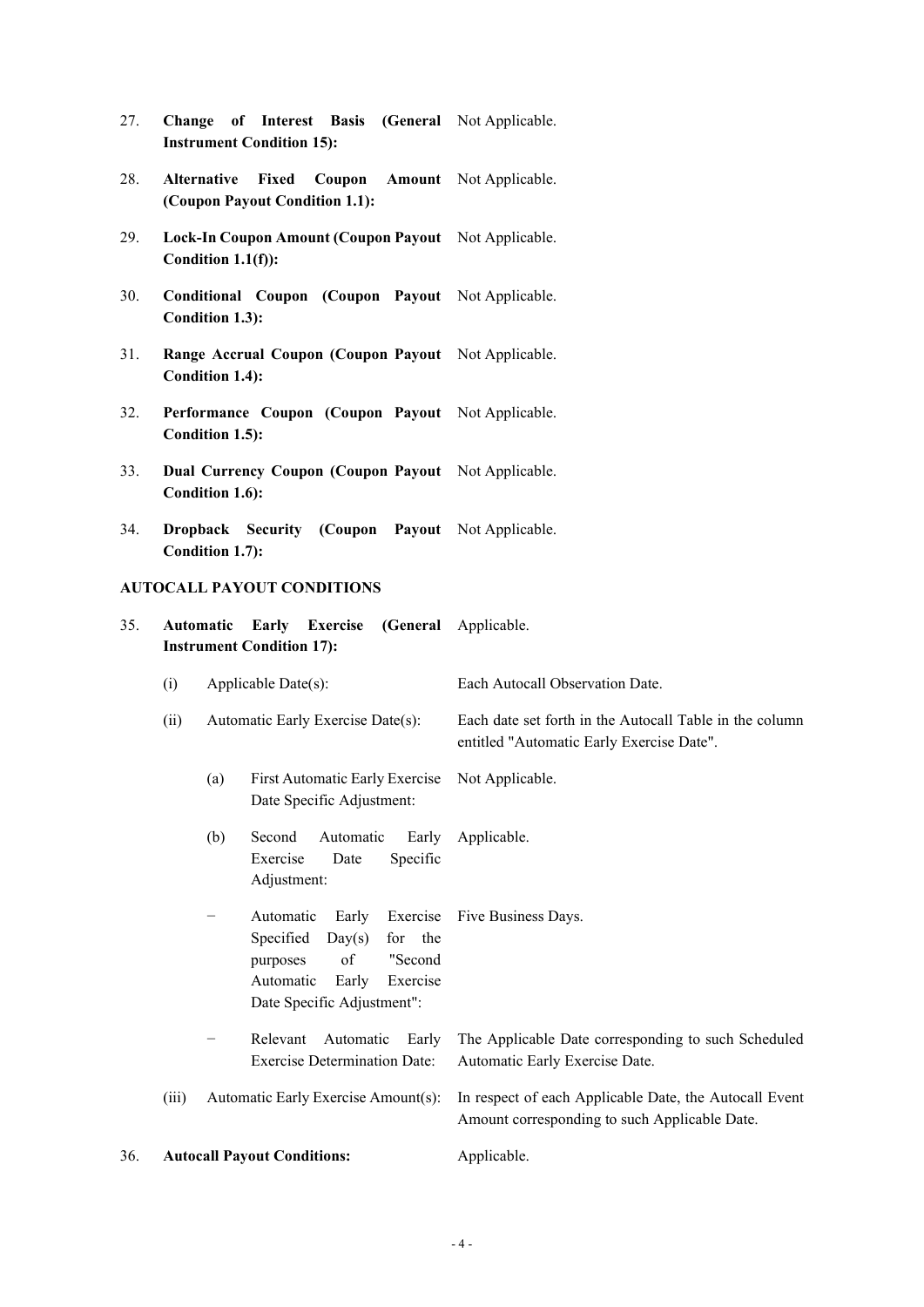| | | | |
|---|---|---|---|
| 27. | **Change of Interest Basis (General Instrument Condition 15):** | | Not Applicable. |
| 28. | **Alternative Fixed Coupon Amount (Coupon Payout Condition 1.1):** | | Not Applicable. |
| 29. | **Lock-In Coupon Amount (Coupon Payout Condition 1.1(f)):** | | Not Applicable. |
| 30. | **Conditional Coupon (Coupon Payout Condition 1.3):** | | Not Applicable. |
| 31. | **Range Accrual Coupon (Coupon Payout Condition 1.4):** | | Not Applicable. |
| 32. | **Performance Coupon (Coupon Payout Condition 1.5):** | | Not Applicable. |
| 33. | **Dual Currency Coupon (Coupon Payout Condition 1.6):** | | Not Applicable. |
| 34. | **Dropback Security (Coupon Payout Condition 1.7):** | | Not Applicable. |

**AUTOCALL PAYOUT CONDITIONS**

| | | | |
|---|---|---|---|
| 35. | **Automatic Early Exercise (General Instrument Condition 17):** | | Applicable. |
| | (i) | Applicable Date(s): | Each Autocall Observation Date. |
| | (ii) | Automatic Early Exercise Date(s): | Each date set forth in the Autocall Table in the column entitled "Automatic Early Exercise Date". |
| | | (a) First Automatic Early Exercise Date Specific Adjustment: | Not Applicable. |
| | | (b) Second Automatic Early Exercise Date Specific Adjustment: | Applicable. |
| | | − Automatic Early Exercise Specified Day(s) for the purposes of "Second Automatic Early Exercise Date Specific Adjustment": | Five Business Days. |
| | | − Relevant Automatic Early Exercise Determination Date: | The Applicable Date corresponding to such Scheduled Automatic Early Exercise Date. |
| | (iii) | Automatic Early Exercise Amount(s): | In respect of each Applicable Date, the Autocall Event Amount corresponding to such Applicable Date. |
| 36. | **Autocall Payout Conditions:** | | Applicable. |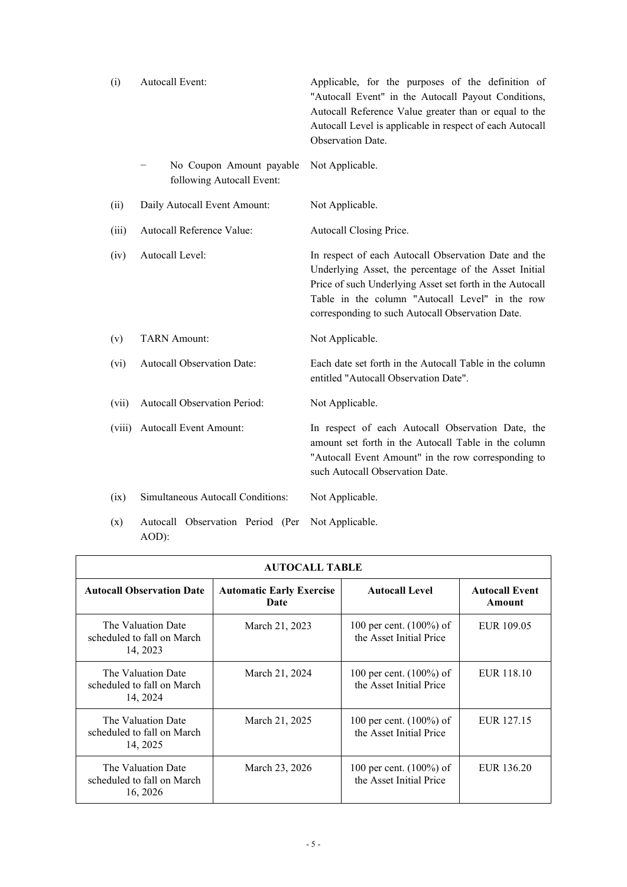(i) Autocall Event: Applicable, for the purposes of the definition of "Autocall Event" in the Autocall Payout Conditions, Autocall Reference Value greater than or equal to the Autocall Level is applicable in respect of each Autocall Observation Date.

− No Coupon Amount payable following Autocall Event: Not Applicable.

(ii) Daily Autocall Event Amount: Not Applicable.

(iii) Autocall Reference Value: Autocall Closing Price.

(iv) Autocall Level: In respect of each Autocall Observation Date and the Underlying Asset, the percentage of the Asset Initial Price of such Underlying Asset set forth in the Autocall Table in the column "Autocall Level" in the row corresponding to such Autocall Observation Date.

(v) TARN Amount: Not Applicable.

(vi) Autocall Observation Date: Each date set forth in the Autocall Table in the column entitled "Autocall Observation Date".

(vii) Autocall Observation Period: Not Applicable.

(viii) Autocall Event Amount: In respect of each Autocall Observation Date, the amount set forth in the Autocall Table in the column "Autocall Event Amount" in the row corresponding to such Autocall Observation Date.

(ix) Simultaneous Autocall Conditions: Not Applicable.

(x) Autocall Observation Period (Per AOD): Not Applicable.

| AUTOCALL TABLE | | | |
|---|---|---|---|
| **Autocall Observation Date** | **Automatic Early Exercise Date** | **Autocall Level** | **Autocall Event Amount** |
| The Valuation Date scheduled to fall on March 14, 2023 | March 21, 2023 | 100 per cent. (100%) of the Asset Initial Price | EUR 109.05 |
| The Valuation Date scheduled to fall on March 14, 2024 | March 21, 2024 | 100 per cent. (100%) of the Asset Initial Price | EUR 118.10 |
| The Valuation Date scheduled to fall on March 14, 2025 | March 21, 2025 | 100 per cent. (100%) of the Asset Initial Price | EUR 127.15 |
| The Valuation Date scheduled to fall on March 16, 2026 | March 23, 2026 | 100 per cent. (100%) of the Asset Initial Price | EUR 136.20 |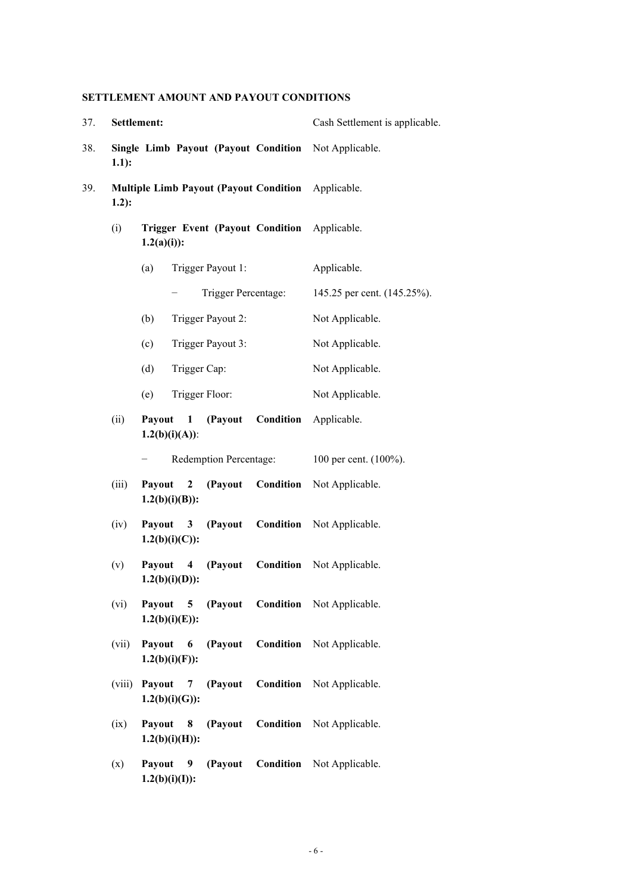**SETTLEMENT AMOUNT AND PAYOUT CONDITIONS**

| | | |
|---|---|---|
| 37. | **Settlement:** | Cash Settlement is applicable. |
| 38. | **Single Limb Payout (Payout Condition 1.1):** | Not Applicable. |
| 39. | **Multiple Limb Payout (Payout Condition 1.2):** | Applicable. |
| | (i) **Trigger Event (Payout Condition 1.2(a)(i)):** | Applicable. |
| | (a) Trigger Payout 1: | Applicable. |
| | − Trigger Percentage: | 145.25 per cent. (145.25%). |
| | (b) Trigger Payout 2: | Not Applicable. |
| | (c) Trigger Payout 3: | Not Applicable. |
| | (d) Trigger Cap: | Not Applicable. |
| | (e) Trigger Floor: | Not Applicable. |
| | (ii) **Payout 1 (Payout Condition 1.2(b)(i)(A))**: | Applicable. |
| | − Redemption Percentage: | 100 per cent. (100%). |
| | (iii) **Payout 2 (Payout Condition 1.2(b)(i)(B)):** | Not Applicable. |
| | (iv) **Payout 3 (Payout Condition 1.2(b)(i)(C)):** | Not Applicable. |
| | (v) **Payout 4 (Payout Condition 1.2(b)(i)(D)):** | Not Applicable. |
| | (vi) **Payout 5 (Payout Condition 1.2(b)(i)(E)):** | Not Applicable. |
| | (vii) **Payout 6 (Payout Condition 1.2(b)(i)(F)):** | Not Applicable. |
| | (viii) **Payout 7 (Payout Condition 1.2(b)(i)(G)):** | Not Applicable. |
| | (ix) **Payout 8 (Payout Condition 1.2(b)(i)(H)):** | Not Applicable. |
| | (x) **Payout 9 (Payout Condition 1.2(b)(i)(I)):** | Not Applicable. |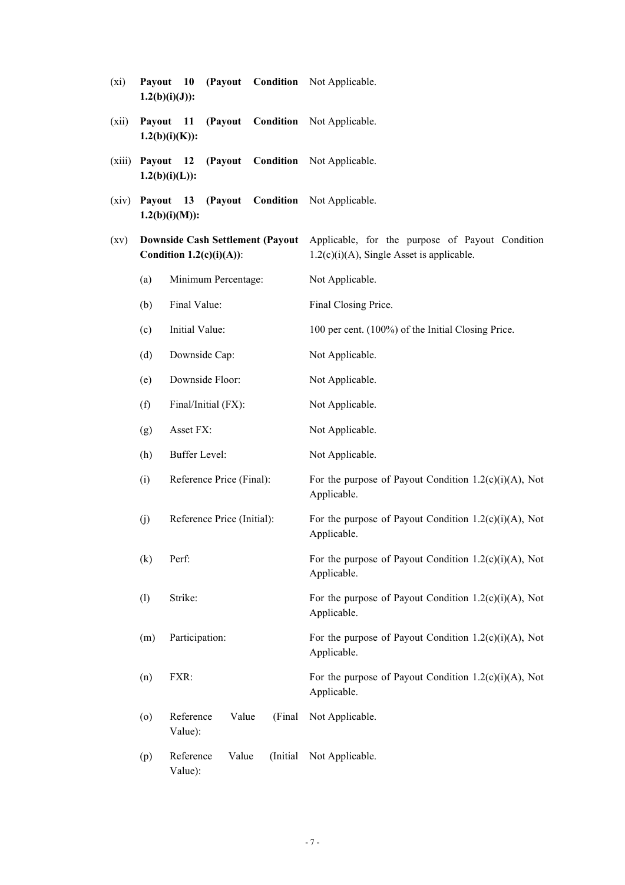| | | |
|---|---|---|
| (xi) | **Payout 10 (Payout Condition 1.2(b)(i)(J)):** | Not Applicable. |
| (xii) | **Payout 11 (Payout Condition 1.2(b)(i)(K)):** | Not Applicable. |
| (xiii) | **Payout 12 (Payout Condition 1.2(b)(i)(L)):** | Not Applicable. |
| (xiv) | **Payout 13 (Payout Condition 1.2(b)(i)(M)):** | Not Applicable. |
| (xv) | **Downside Cash Settlement (Payout Condition 1.2(c)(i)(A))**: | Applicable, for the purpose of Payout Condition 1.2(c)(i)(A), Single Asset is applicable. |

| | | |
|---|---|---|
| (a) | Minimum Percentage: | Not Applicable. |
| (b) | Final Value: | Final Closing Price. |
| (c) | Initial Value: | 100 per cent. (100%) of the Initial Closing Price. |
| (d) | Downside Cap: | Not Applicable. |
| (e) | Downside Floor: | Not Applicable. |
| (f) | Final/Initial (FX): | Not Applicable. |
| (g) | Asset FX: | Not Applicable. |
| (h) | Buffer Level: | Not Applicable. |
| (i) | Reference Price (Final): | For the purpose of Payout Condition 1.2(c)(i)(A), Not Applicable. |
| (j) | Reference Price (Initial): | For the purpose of Payout Condition 1.2(c)(i)(A), Not Applicable. |
| (k) | Perf: | For the purpose of Payout Condition 1.2(c)(i)(A), Not Applicable. |
| (l) | Strike: | For the purpose of Payout Condition 1.2(c)(i)(A), Not Applicable. |
| (m) | Participation: | For the purpose of Payout Condition 1.2(c)(i)(A), Not Applicable. |
| (n) | FXR: | For the purpose of Payout Condition 1.2(c)(i)(A), Not Applicable. |
| (o) | Reference Value (Final Value): | Not Applicable. |
| (p) | Reference Value (Initial Value): | Not Applicable. |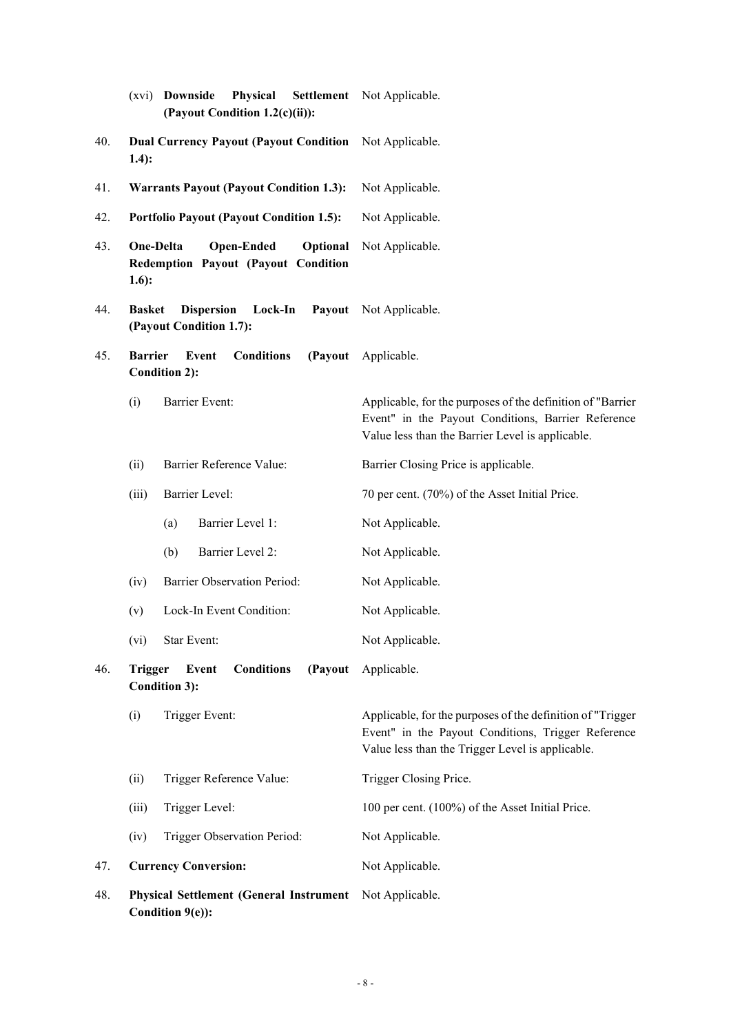| | | |
|---|---|---|
| | (xvi) **Downside Physical Settlement (Payout Condition 1.2(c)(ii)):** | Not Applicable. |
| 40. | **Dual Currency Payout (Payout Condition 1.4):** | Not Applicable. |
| 41. | **Warrants Payout (Payout Condition 1.3):** | Not Applicable. |
| 42. | **Portfolio Payout (Payout Condition 1.5):** | Not Applicable. |
| 43. | **One-Delta Open-Ended Optional Redemption Payout (Payout Condition 1.6):** | Not Applicable. |
| 44. | **Basket Dispersion Lock-In Payout (Payout Condition 1.7):** | Not Applicable. |
| 45. | **Barrier Event Conditions (Payout Condition 2):** | Applicable. |
| | (i) Barrier Event: | Applicable, for the purposes of the definition of "Barrier Event" in the Payout Conditions, Barrier Reference Value less than the Barrier Level is applicable. |
| | (ii) Barrier Reference Value: | Barrier Closing Price is applicable. |
| | (iii) Barrier Level: | 70 per cent. (70%) of the Asset Initial Price. |
| | (a) Barrier Level 1: | Not Applicable. |
| | (b) Barrier Level 2: | Not Applicable. |
| | (iv) Barrier Observation Period: | Not Applicable. |
| | (v) Lock-In Event Condition: | Not Applicable. |
| | (vi) Star Event: | Not Applicable. |
| 46. | **Trigger Event Conditions (Payout Condition 3):** | Applicable. |
| | (i) Trigger Event: | Applicable, for the purposes of the definition of "Trigger Event" in the Payout Conditions, Trigger Reference Value less than the Trigger Level is applicable. |
| | (ii) Trigger Reference Value: | Trigger Closing Price. |
| | (iii) Trigger Level: | 100 per cent. (100%) of the Asset Initial Price. |
| | (iv) Trigger Observation Period: | Not Applicable. |
| 47. | **Currency Conversion:** | Not Applicable. |
| 48. | **Physical Settlement (General Instrument Condition 9(e)):** | Not Applicable. |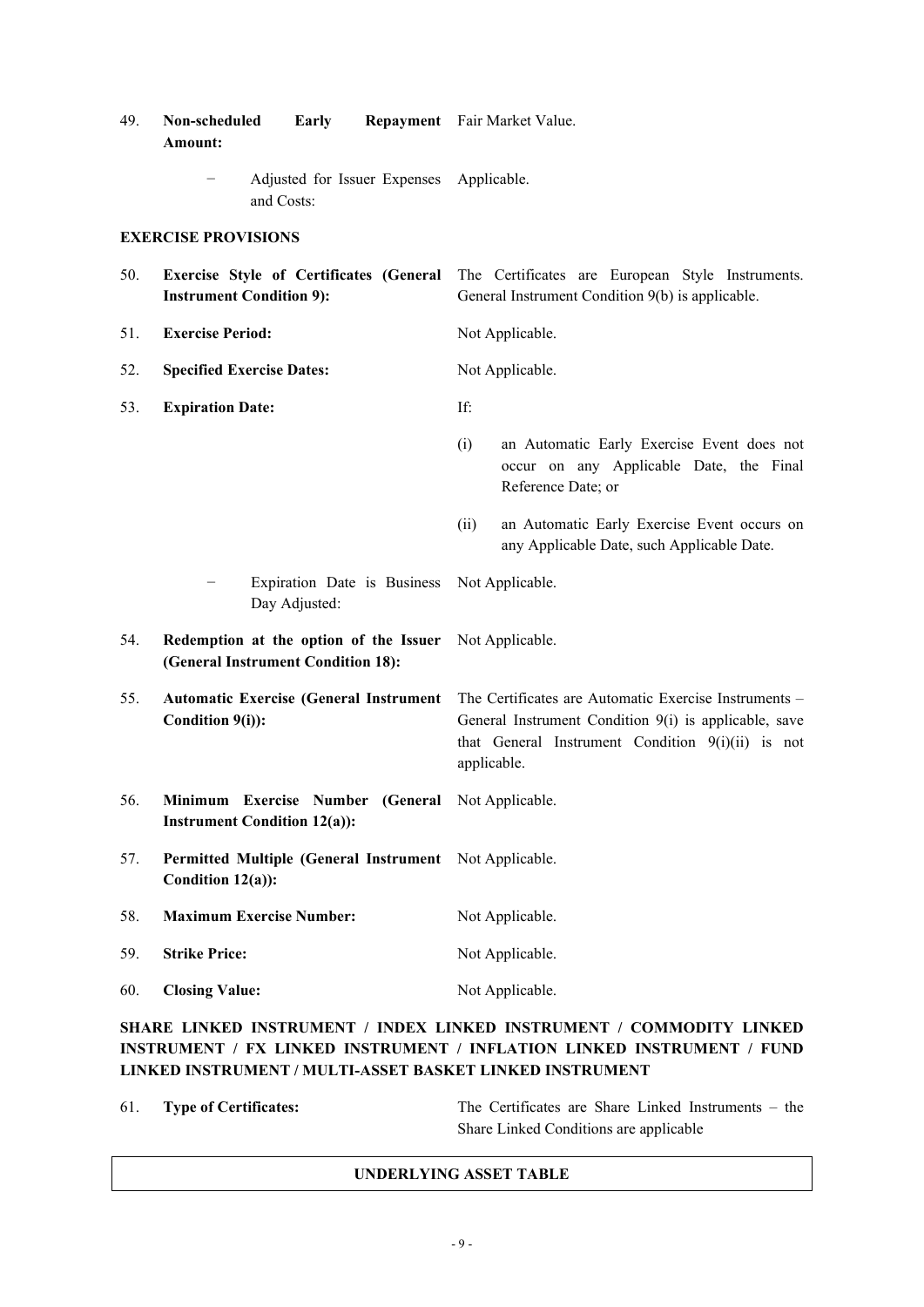49. **Non-scheduled Early Repayment Amount:** Fair Market Value.

   − Adjusted for Issuer Expenses and Costs: Applicable.

**EXERCISE PROVISIONS**

50. **Exercise Style of Certificates (General Instrument Condition 9):** The Certificates are European Style Instruments. General Instrument Condition 9(b) is applicable.

51. **Exercise Period:** Not Applicable.

52. **Specified Exercise Dates:** Not Applicable.

53. **Expiration Date:** If:

   (i) an Automatic Early Exercise Event does not occur on any Applicable Date, the Final Reference Date; or

   (ii) an Automatic Early Exercise Event occurs on any Applicable Date, such Applicable Date.

   − Expiration Date is Business Day Adjusted: Not Applicable.

54. **Redemption at the option of the Issuer (General Instrument Condition 18):** Not Applicable.

55. **Automatic Exercise (General Instrument Condition 9(i)):** The Certificates are Automatic Exercise Instruments – General Instrument Condition 9(i) is applicable, save that General Instrument Condition 9(i)(ii) is not applicable.

56. **Minimum Exercise Number (General Instrument Condition 12(a)):** Not Applicable.

57. **Permitted Multiple (General Instrument Condition 12(a)):** Not Applicable.

58. **Maximum Exercise Number:** Not Applicable.

59. **Strike Price:** Not Applicable.

60. **Closing Value:** Not Applicable.

**SHARE LINKED INSTRUMENT / INDEX LINKED INSTRUMENT / COMMODITY LINKED INSTRUMENT / FX LINKED INSTRUMENT / INFLATION LINKED INSTRUMENT / FUND LINKED INSTRUMENT / MULTI-ASSET BASKET LINKED INSTRUMENT**

61. **Type of Certificates:** The Certificates are Share Linked Instruments – the Share Linked Conditions are applicable

| UNDERLYING ASSET TABLE |
|---|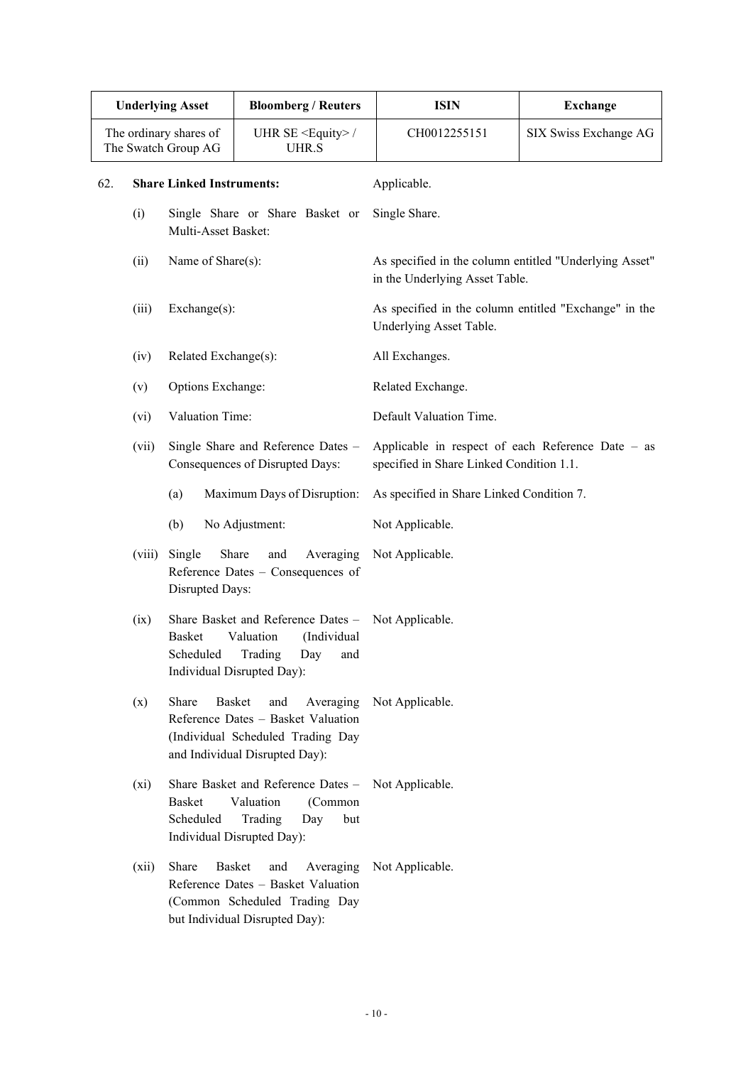| Underlying Asset | Bloomberg / Reuters | ISIN | Exchange |
| --- | --- | --- | --- |
| The ordinary shares of The Swatch Group AG | UHR SE <Equity> / UHR.S | CH0012255151 | SIX Swiss Exchange AG |

62. **Share Linked Instruments:** Applicable.

(i) Single Share or Share Basket or Multi-Asset Basket: Single Share.

(ii) Name of Share(s): As specified in the column entitled "Underlying Asset" in the Underlying Asset Table.

(iii) Exchange(s): As specified in the column entitled "Exchange" in the Underlying Asset Table.

(iv) Related Exchange(s): All Exchanges.

(v) Options Exchange: Related Exchange.

(vi) Valuation Time: Default Valuation Time.

(vii) Single Share and Reference Dates – Consequences of Disrupted Days: Applicable in respect of each Reference Date – as specified in Share Linked Condition 1.1.

(a) Maximum Days of Disruption: As specified in Share Linked Condition 7.

(b) No Adjustment: Not Applicable.

(viii) Single Share and Averaging Reference Dates – Consequences of Disrupted Days: Not Applicable.

(ix) Share Basket and Reference Dates – Basket Valuation (Individual Scheduled Trading Day and Individual Disrupted Day): Not Applicable.

(x) Share Basket and Averaging Reference Dates – Basket Valuation (Individual Scheduled Trading Day and Individual Disrupted Day): Not Applicable.

(xi) Share Basket and Reference Dates – Basket Valuation (Common Scheduled Trading Day but Individual Disrupted Day): Not Applicable.

(xii) Share Basket and Averaging Reference Dates – Basket Valuation (Common Scheduled Trading Day but Individual Disrupted Day): Not Applicable.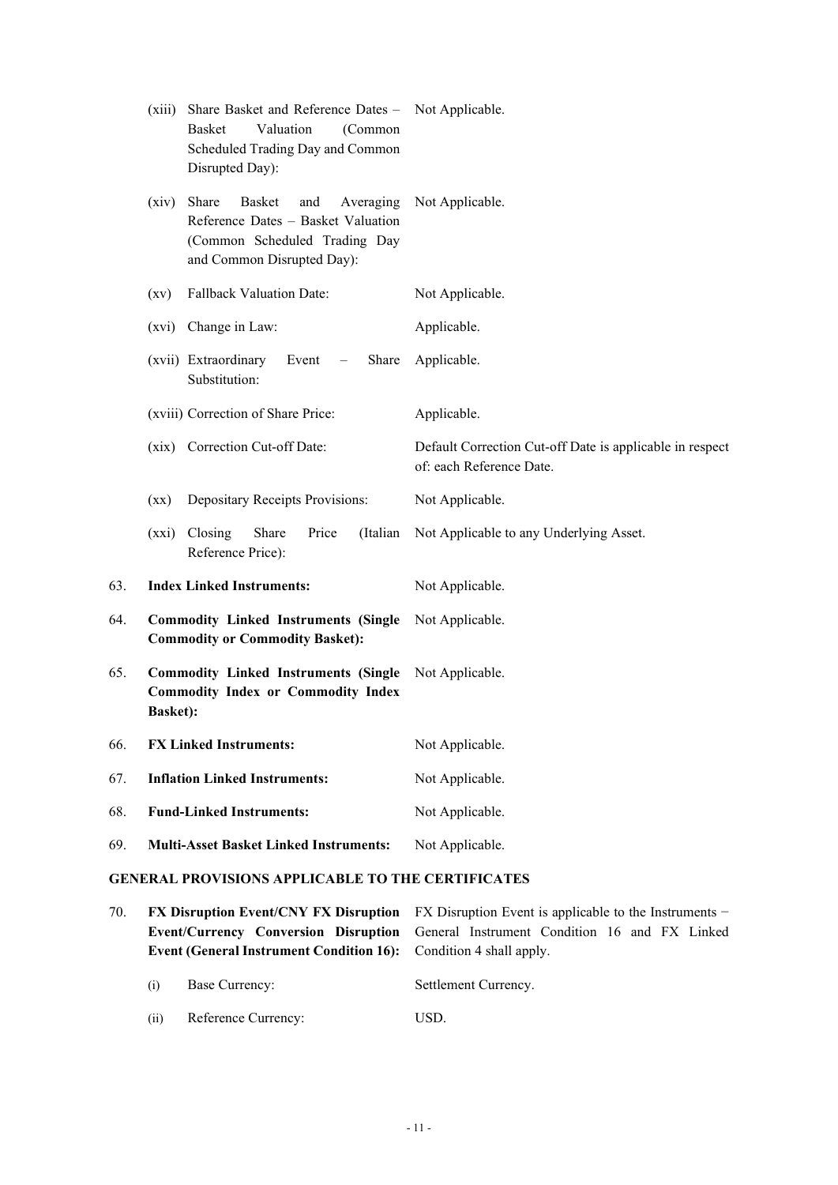| | | |
|---|---|---|
| | (xiii) Share Basket and Reference Dates – Basket Valuation (Common Scheduled Trading Day and Common Disrupted Day): | Not Applicable. |
| | (xiv) Share Basket and Averaging Reference Dates – Basket Valuation (Common Scheduled Trading Day and Common Disrupted Day): | Not Applicable. |
| | (xv) Fallback Valuation Date: | Not Applicable. |
| | (xvi) Change in Law: | Applicable. |
| | (xvii) Extraordinary Event – Share Substitution: | Applicable. |
| | (xviii) Correction of Share Price: | Applicable. |
| | (xix) Correction Cut-off Date: | Default Correction Cut-off Date is applicable in respect of: each Reference Date. |
| | (xx) Depositary Receipts Provisions: | Not Applicable. |
| | (xxi) Closing Share Price (Italian Reference Price): | Not Applicable to any Underlying Asset. |
| 63. | **Index Linked Instruments:** | Not Applicable. |
| 64. | **Commodity Linked Instruments (Single Commodity or Commodity Basket):** | Not Applicable. |
| 65. | **Commodity Linked Instruments (Single Commodity Index or Commodity Index Basket):** | Not Applicable. |
| 66. | **FX Linked Instruments:** | Not Applicable. |
| 67. | **Inflation Linked Instruments:** | Not Applicable. |
| 68. | **Fund-Linked Instruments:** | Not Applicable. |
| 69. | **Multi-Asset Basket Linked Instruments:** | Not Applicable. |

**GENERAL PROVISIONS APPLICABLE TO THE CERTIFICATES**

| | | |
|---|---|---|
| 70. | **FX Disruption Event/CNY FX Disruption Event/Currency Conversion Disruption Event (General Instrument Condition 16):** | FX Disruption Event is applicable to the Instruments − General Instrument Condition 16 and FX Linked Condition 4 shall apply. |
| | (i) Base Currency: | Settlement Currency. |
| | (ii) Reference Currency: | USD. |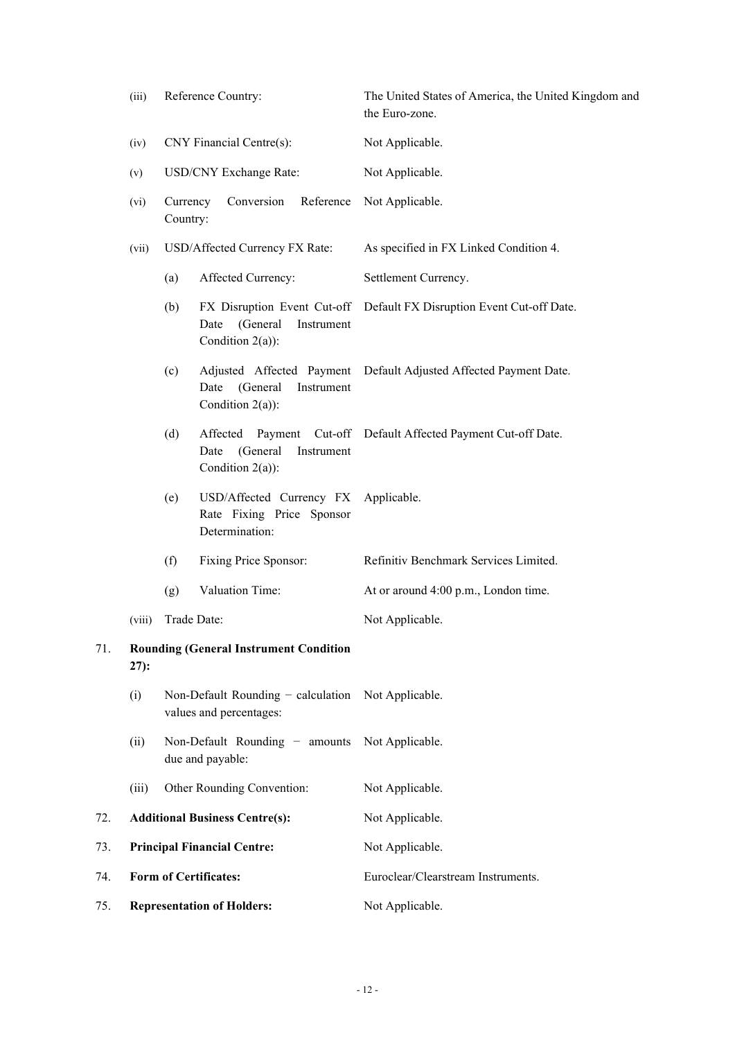| | | | |
|---|---|---|---|
| (iii) | Reference Country: | | The United States of America, the United Kingdom and the Euro-zone. |
| (iv) | CNY Financial Centre(s): | | Not Applicable. |
| (v) | USD/CNY Exchange Rate: | | Not Applicable. |
| (vi) | Currency Conversion Reference Country: | | Not Applicable. |
| (vii) | USD/Affected Currency FX Rate: | | As specified in FX Linked Condition 4. |
| | (a) | Affected Currency: | Settlement Currency. |
| | (b) | FX Disruption Event Cut-off Date (General Instrument Condition 2(a)): | Default FX Disruption Event Cut-off Date. |
| | (c) | Adjusted Affected Payment Date (General Instrument Condition 2(a)): | Default Adjusted Affected Payment Date. |
| | (d) | Affected Payment Cut-off Date (General Instrument Condition 2(a)): | Default Affected Payment Cut-off Date. |
| | (e) | USD/Affected Currency FX Rate Fixing Price Sponsor Determination: | Applicable. |
| | (f) | Fixing Price Sponsor: | Refinitiv Benchmark Services Limited. |
| | (g) | Valuation Time: | At or around 4:00 p.m., London time. |
| (viii) | Trade Date: | | Not Applicable. |

71. **Rounding (General Instrument Condition 27):**

| | | |
|---|---|---|
| (i) | Non-Default Rounding − calculation values and percentages: | Not Applicable. |
| (ii) | Non-Default Rounding − amounts due and payable: | Not Applicable. |
| (iii) | Other Rounding Convention: | Not Applicable. |

72. **Additional Business Centre(s):** Not Applicable.

73. **Principal Financial Centre:** Not Applicable.

74. **Form of Certificates:** Euroclear/Clearstream Instruments.

75. **Representation of Holders:** Not Applicable.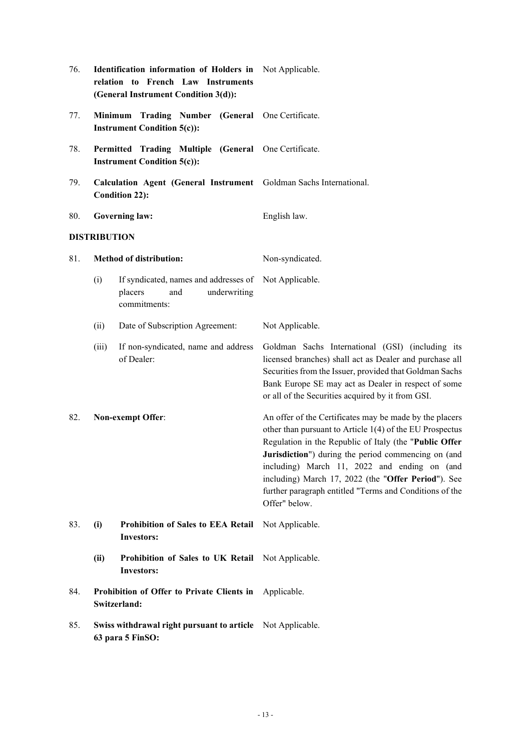76. **Identification information of Holders in relation to French Law Instruments (General Instrument Condition 3(d)):** Not Applicable.

77. **Minimum Trading Number (General Instrument Condition 5(c)):** One Certificate.

78. **Permitted Trading Multiple (General Instrument Condition 5(c)):** One Certificate.

79. **Calculation Agent (General Instrument Condition 22):** Goldman Sachs International.

80. **Governing law:** English law.

**DISTRIBUTION**

81. **Method of distribution:** Non-syndicated.

    (i) If syndicated, names and addresses of placers and underwriting commitments: Not Applicable.

    (ii) Date of Subscription Agreement: Not Applicable.

    (iii) If non-syndicated, name and address of Dealer: Goldman Sachs International (GSI) (including its licensed branches) shall act as Dealer and purchase all Securities from the Issuer, provided that Goldman Sachs Bank Europe SE may act as Dealer in respect of some or all of the Securities acquired by it from GSI.

82. **Non-exempt Offer**: An offer of the Certificates may be made by the placers other than pursuant to Article 1(4) of the EU Prospectus Regulation in the Republic of Italy (the "**Public Offer Jurisdiction**") during the period commencing on (and including) March 11, 2022 and ending on (and including) March 17, 2022 (the "**Offer Period**"). See further paragraph entitled "Terms and Conditions of the Offer" below.

83. **(i) Prohibition of Sales to EEA Retail Investors:** Not Applicable.

    **(ii) Prohibition of Sales to UK Retail Investors:** Not Applicable.

84. **Prohibition of Offer to Private Clients in Switzerland:** Applicable.

85. **Swiss withdrawal right pursuant to article 63 para 5 FinSO:** Not Applicable.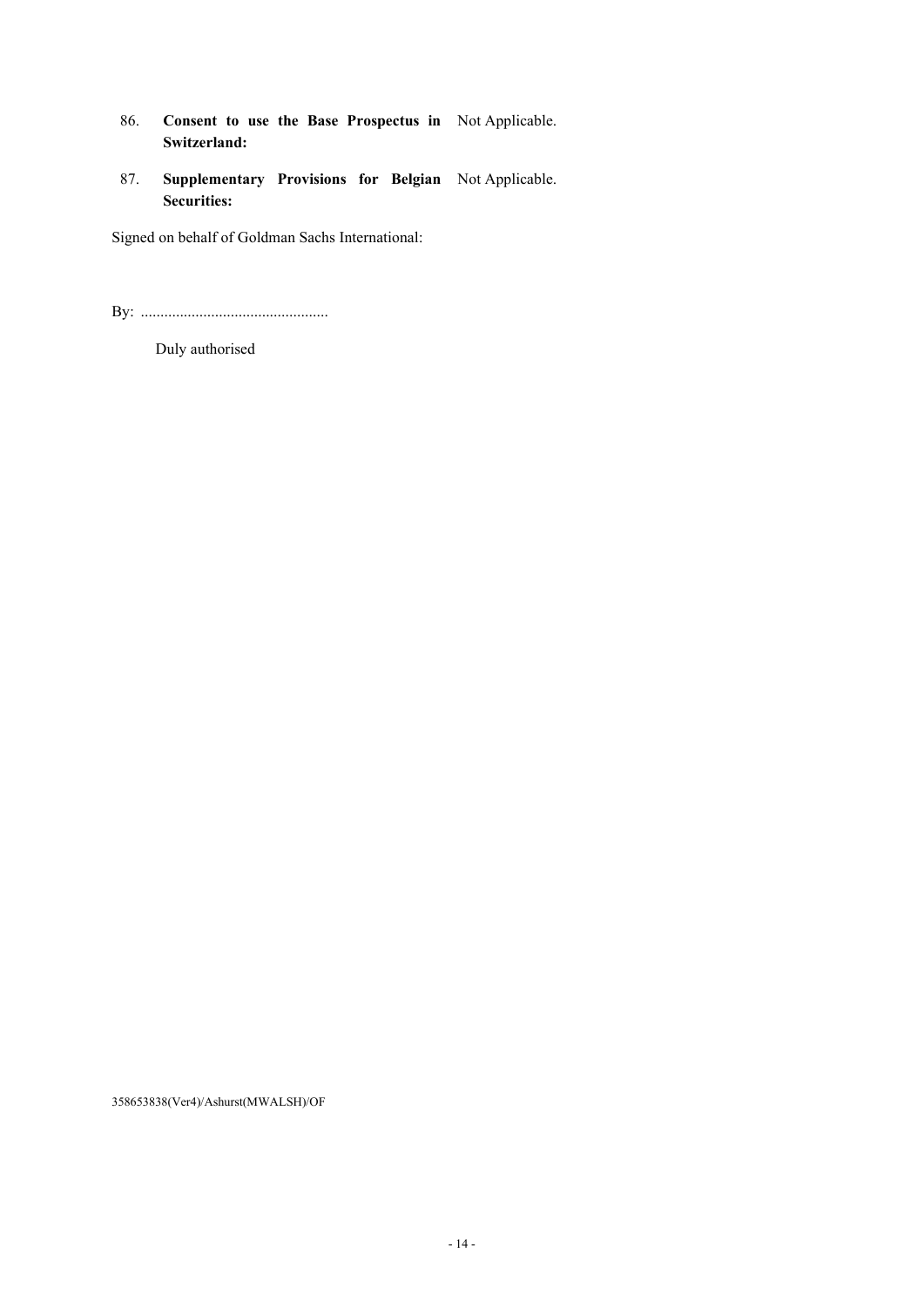86. **Consent to use the Base Prospectus in Switzerland:** Not Applicable.

87. **Supplementary Provisions for Belgian Securities:** Not Applicable.

Signed on behalf of Goldman Sachs International:

By: ................................................

Duly authorised

358653838(Ver4)/Ashurst(MWALSH)/OF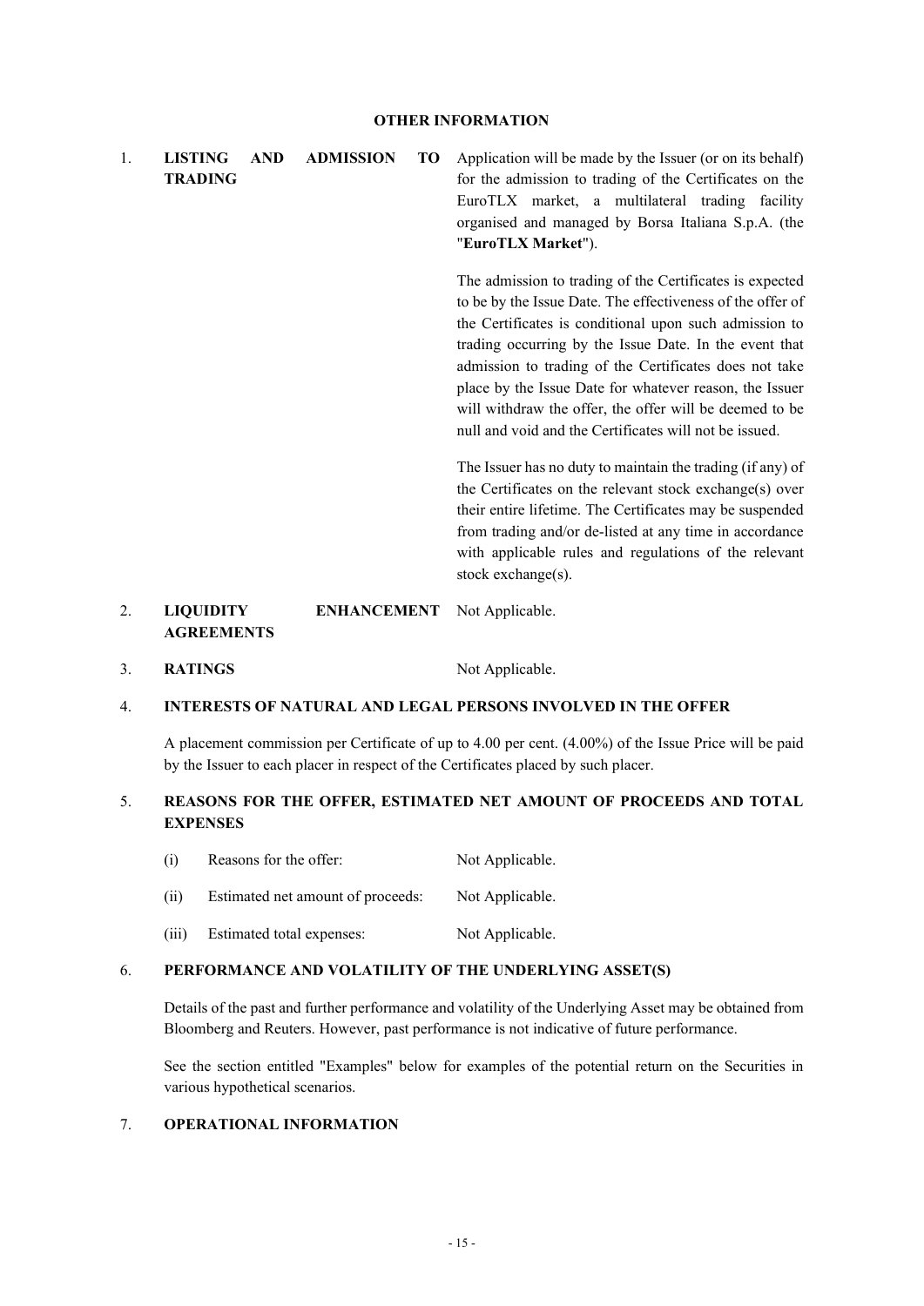## OTHER INFORMATION

1. **LISTING AND ADMISSION TO TRADING**

   Application will be made by the Issuer (or on its behalf) for the admission to trading of the Certificates on the EuroTLX market, a multilateral trading facility organised and managed by Borsa Italiana S.p.A. (the "**EuroTLX Market**").

   The admission to trading of the Certificates is expected to be by the Issue Date. The effectiveness of the offer of the Certificates is conditional upon such admission to trading occurring by the Issue Date. In the event that admission to trading of the Certificates does not take place by the Issue Date for whatever reason, the Issuer will withdraw the offer, the offer will be deemed to be null and void and the Certificates will not be issued.

   The Issuer has no duty to maintain the trading (if any) of the Certificates on the relevant stock exchange(s) over their entire lifetime. The Certificates may be suspended from trading and/or de-listed at any time in accordance with applicable rules and regulations of the relevant stock exchange(s).

2. **LIQUIDITY ENHANCEMENT AGREEMENTS** Not Applicable.

3. **RATINGS** Not Applicable.

4. **INTERESTS OF NATURAL AND LEGAL PERSONS INVOLVED IN THE OFFER**

   A placement commission per Certificate of up to 4.00 per cent. (4.00%) of the Issue Price will be paid by the Issuer to each placer in respect of the Certificates placed by such placer.

5. **REASONS FOR THE OFFER, ESTIMATED NET AMOUNT OF PROCEEDS AND TOTAL EXPENSES**

   (i) Reasons for the offer: Not Applicable.

   (ii) Estimated net amount of proceeds: Not Applicable.

   (iii) Estimated total expenses: Not Applicable.

6. **PERFORMANCE AND VOLATILITY OF THE UNDERLYING ASSET(S)**

   Details of the past and further performance and volatility of the Underlying Asset may be obtained from Bloomberg and Reuters. However, past performance is not indicative of future performance.

   See the section entitled "Examples" below for examples of the potential return on the Securities in various hypothetical scenarios.

7. **OPERATIONAL INFORMATION**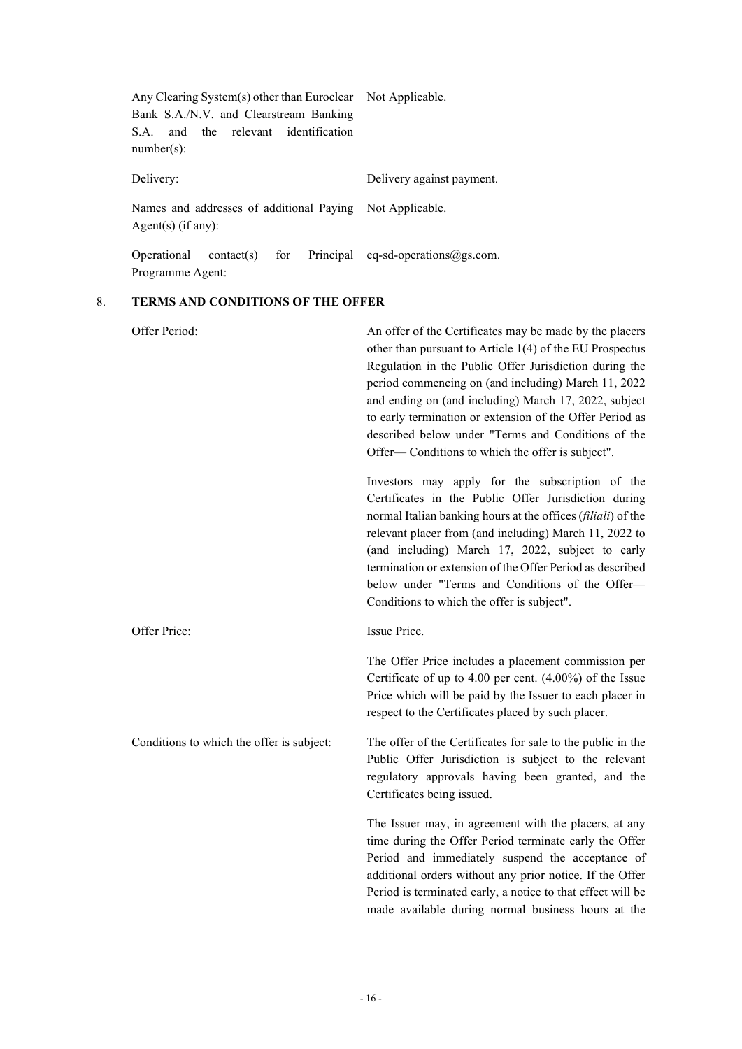| | |
|---|---|
| Any Clearing System(s) other than Euroclear Bank S.A./N.V. and Clearstream Banking S.A. and the relevant identification number(s): | Not Applicable. |
| Delivery: | Delivery against payment. |
| Names and addresses of additional Paying Agent(s) (if any): | Not Applicable. |
| Operational contact(s) for Principal Programme Agent: | eq-sd-operations@gs.com. |

## 8. TERMS AND CONDITIONS OF THE OFFER

| | |
|---|---|
| Offer Period: | An offer of the Certificates may be made by the placers other than pursuant to Article 1(4) of the EU Prospectus Regulation in the Public Offer Jurisdiction during the period commencing on (and including) March 11, 2022 and ending on (and including) March 17, 2022, subject to early termination or extension of the Offer Period as described below under "Terms and Conditions of the Offer— Conditions to which the offer is subject".<br><br>Investors may apply for the subscription of the Certificates in the Public Offer Jurisdiction during normal Italian banking hours at the offices (*filiali*) of the relevant placer from (and including) March 11, 2022 to (and including) March 17, 2022, subject to early termination or extension of the Offer Period as described below under "Terms and Conditions of the Offer— Conditions to which the offer is subject". |
| Offer Price: | Issue Price.<br><br>The Offer Price includes a placement commission per Certificate of up to 4.00 per cent. (4.00%) of the Issue Price which will be paid by the Issuer to each placer in respect to the Certificates placed by such placer. |
| Conditions to which the offer is subject: | The offer of the Certificates for sale to the public in the Public Offer Jurisdiction is subject to the relevant regulatory approvals having been granted, and the Certificates being issued.<br><br>The Issuer may, in agreement with the placers, at any time during the Offer Period terminate early the Offer Period and immediately suspend the acceptance of additional orders without any prior notice. If the Offer Period is terminated early, a notice to that effect will be made available during normal business hours at the |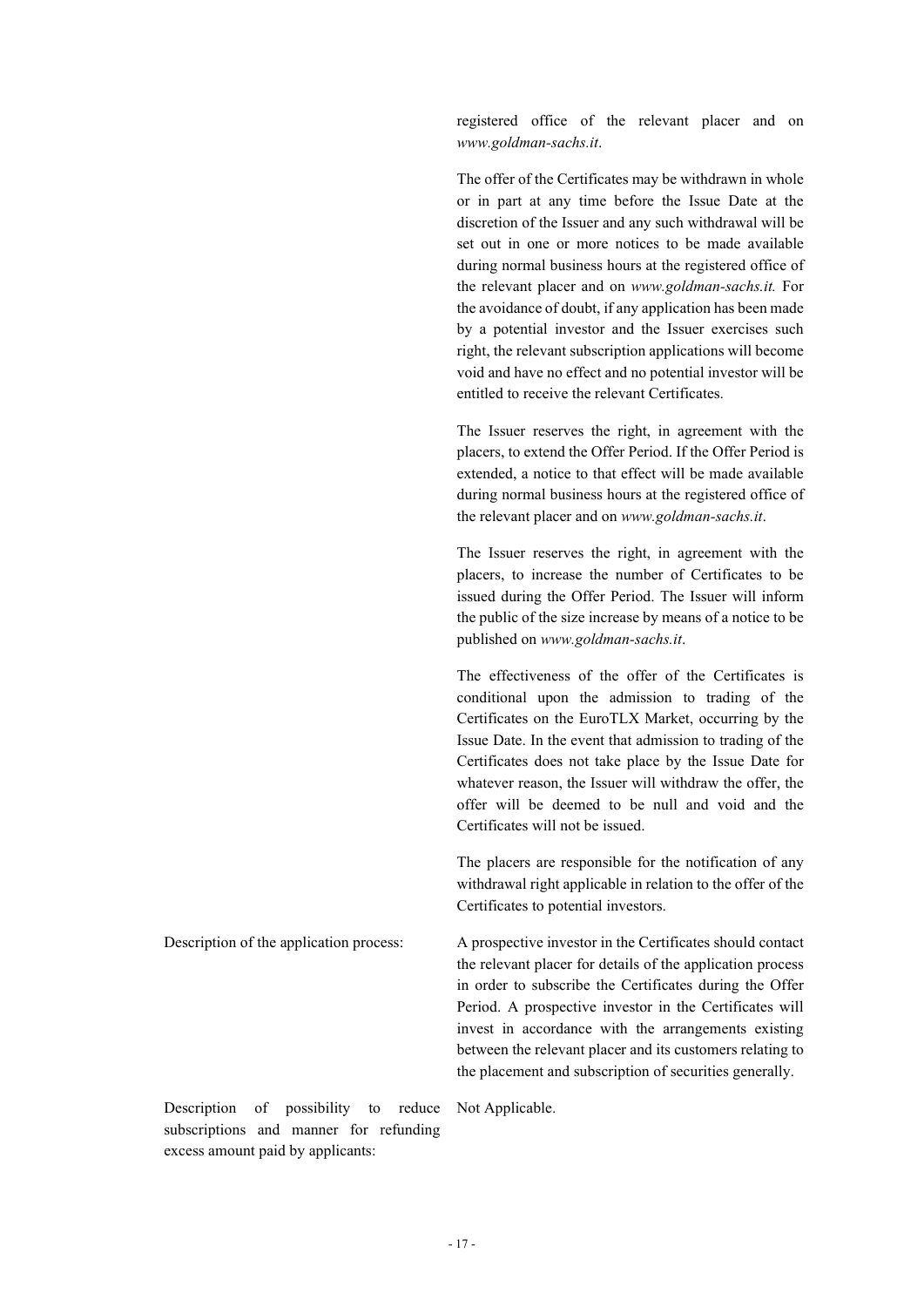| | |
|---|---|
| | registered office of the relevant placer and on *www.goldman-sachs.it*.<br><br>The offer of the Certificates may be withdrawn in whole or in part at any time before the Issue Date at the discretion of the Issuer and any such withdrawal will be set out in one or more notices to be made available during normal business hours at the registered office of the relevant placer and on *www.goldman-sachs.it.* For the avoidance of doubt, if any application has been made by a potential investor and the Issuer exercises such right, the relevant subscription applications will become void and have no effect and no potential investor will be entitled to receive the relevant Certificates.<br><br>The Issuer reserves the right, in agreement with the placers, to extend the Offer Period. If the Offer Period is extended, a notice to that effect will be made available during normal business hours at the registered office of the relevant placer and on *www.goldman-sachs.it*.<br><br>The Issuer reserves the right, in agreement with the placers, to increase the number of Certificates to be issued during the Offer Period. The Issuer will inform the public of the size increase by means of a notice to be published on *www.goldman-sachs.it*.<br><br>The effectiveness of the offer of the Certificates is conditional upon the admission to trading of the Certificates on the EuroTLX Market, occurring by the Issue Date. In the event that admission to trading of the Certificates does not take place by the Issue Date for whatever reason, the Issuer will withdraw the offer, the offer will be deemed to be null and void and the Certificates will not be issued.<br><br>The placers are responsible for the notification of any withdrawal right applicable in relation to the offer of the Certificates to potential investors. |
| Description of the application process: | A prospective investor in the Certificates should contact the relevant placer for details of the application process in order to subscribe the Certificates during the Offer Period. A prospective investor in the Certificates will invest in accordance with the arrangements existing between the relevant placer and its customers relating to the placement and subscription of securities generally. |
| Description of possibility to reduce subscriptions and manner for refunding excess amount paid by applicants: | Not Applicable. |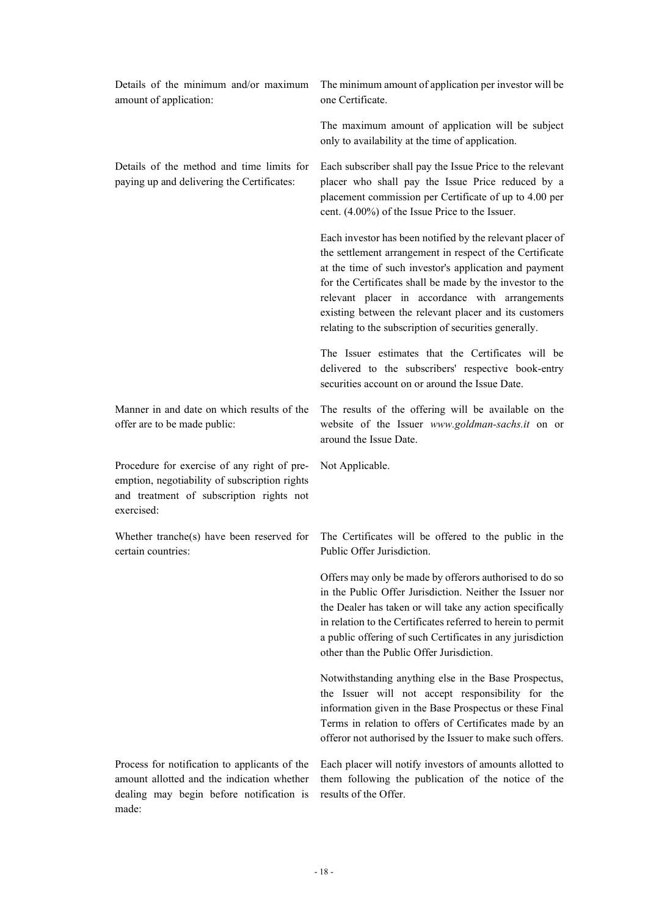| | |
|---|---|
| Details of the minimum and/or maximum amount of application: | The minimum amount of application per investor will be one Certificate.<br><br>The maximum amount of application will be subject only to availability at the time of application. |
| Details of the method and time limits for paying up and delivering the Certificates: | Each subscriber shall pay the Issue Price to the relevant placer who shall pay the Issue Price reduced by a placement commission per Certificate of up to 4.00 per cent. (4.00%) of the Issue Price to the Issuer.<br><br>Each investor has been notified by the relevant placer of the settlement arrangement in respect of the Certificate at the time of such investor's application and payment for the Certificates shall be made by the investor to the relevant placer in accordance with arrangements existing between the relevant placer and its customers relating to the subscription of securities generally.<br><br>The Issuer estimates that the Certificates will be delivered to the subscribers' respective book-entry securities account on or around the Issue Date. |
| Manner in and date on which results of the offer are to be made public: | The results of the offering will be available on the website of the Issuer *www.goldman-sachs.it* on or around the Issue Date. |
| Procedure for exercise of any right of pre-emption, negotiability of subscription rights and treatment of subscription rights not exercised: | Not Applicable. |
| Whether tranche(s) have been reserved for certain countries: | The Certificates will be offered to the public in the Public Offer Jurisdiction.<br><br>Offers may only be made by offerors authorised to do so in the Public Offer Jurisdiction. Neither the Issuer nor the Dealer has taken or will take any action specifically in relation to the Certificates referred to herein to permit a public offering of such Certificates in any jurisdiction other than the Public Offer Jurisdiction.<br><br>Notwithstanding anything else in the Base Prospectus, the Issuer will not accept responsibility for the information given in the Base Prospectus or these Final Terms in relation to offers of Certificates made by an offeror not authorised by the Issuer to make such offers. |
| Process for notification to applicants of the amount allotted and the indication whether dealing may begin before notification is made: | Each placer will notify investors of amounts allotted to them following the publication of the notice of the results of the Offer. |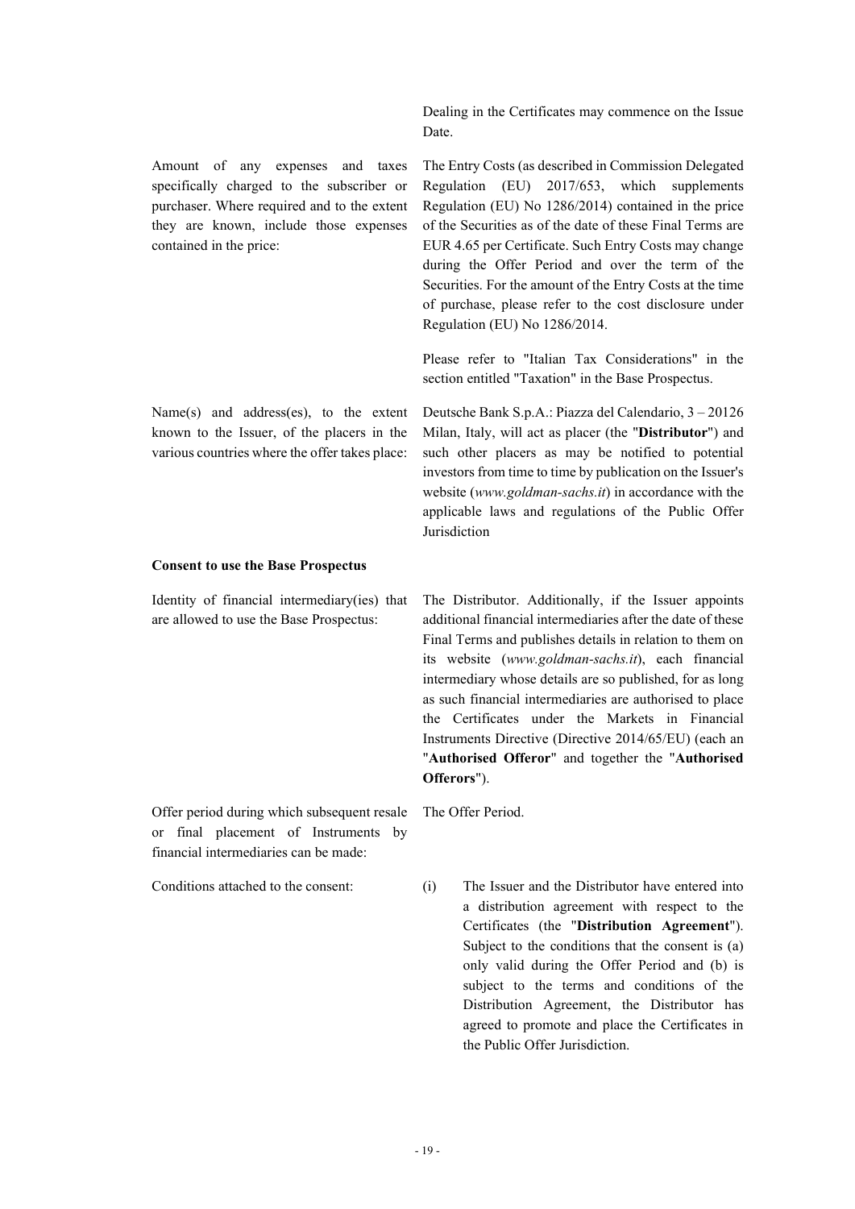| | |
|---|---|
| | Dealing in the Certificates may commence on the Issue Date. |
| Amount of any expenses and taxes specifically charged to the subscriber or purchaser. Where required and to the extent they are known, include those expenses contained in the price: | The Entry Costs (as described in Commission Delegated Regulation (EU) 2017/653, which supplements Regulation (EU) No 1286/2014) contained in the price of the Securities as of the date of these Final Terms are EUR 4.65 per Certificate. Such Entry Costs may change during the Offer Period and over the term of the Securities. For the amount of the Entry Costs at the time of purchase, please refer to the cost disclosure under Regulation (EU) No 1286/2014.<br><br>Please refer to "Italian Tax Considerations" in the section entitled "Taxation" in the Base Prospectus. |
| Name(s) and address(es), to the extent known to the Issuer, of the placers in the various countries where the offer takes place: | Deutsche Bank S.p.A.: Piazza del Calendario, 3 – 20126 Milan, Italy, will act as placer (the "**Distributor**") and such other placers as may be notified to potential investors from time to time by publication on the Issuer's website (*www.goldman-sachs.it*) in accordance with the applicable laws and regulations of the Public Offer Jurisdiction |

**Consent to use the Base Prospectus**

| | |
|---|---|
| Identity of financial intermediary(ies) that are allowed to use the Base Prospectus: | The Distributor. Additionally, if the Issuer appoints additional financial intermediaries after the date of these Final Terms and publishes details in relation to them on its website (*www.goldman-sachs.it*), each financial intermediary whose details are so published, for as long as such financial intermediaries are authorised to place the Certificates under the Markets in Financial Instruments Directive (Directive 2014/65/EU) (each an "**Authorised Offeror**" and together the "**Authorised Offerors**"). |
| Offer period during which subsequent resale or final placement of Instruments by financial intermediaries can be made: | The Offer Period. |
| Conditions attached to the consent: | (i) The Issuer and the Distributor have entered into a distribution agreement with respect to the Certificates (the "**Distribution Agreement**"). Subject to the conditions that the consent is (a) only valid during the Offer Period and (b) is subject to the terms and conditions of the Distribution Agreement, the Distributor has agreed to promote and place the Certificates in the Public Offer Jurisdiction. |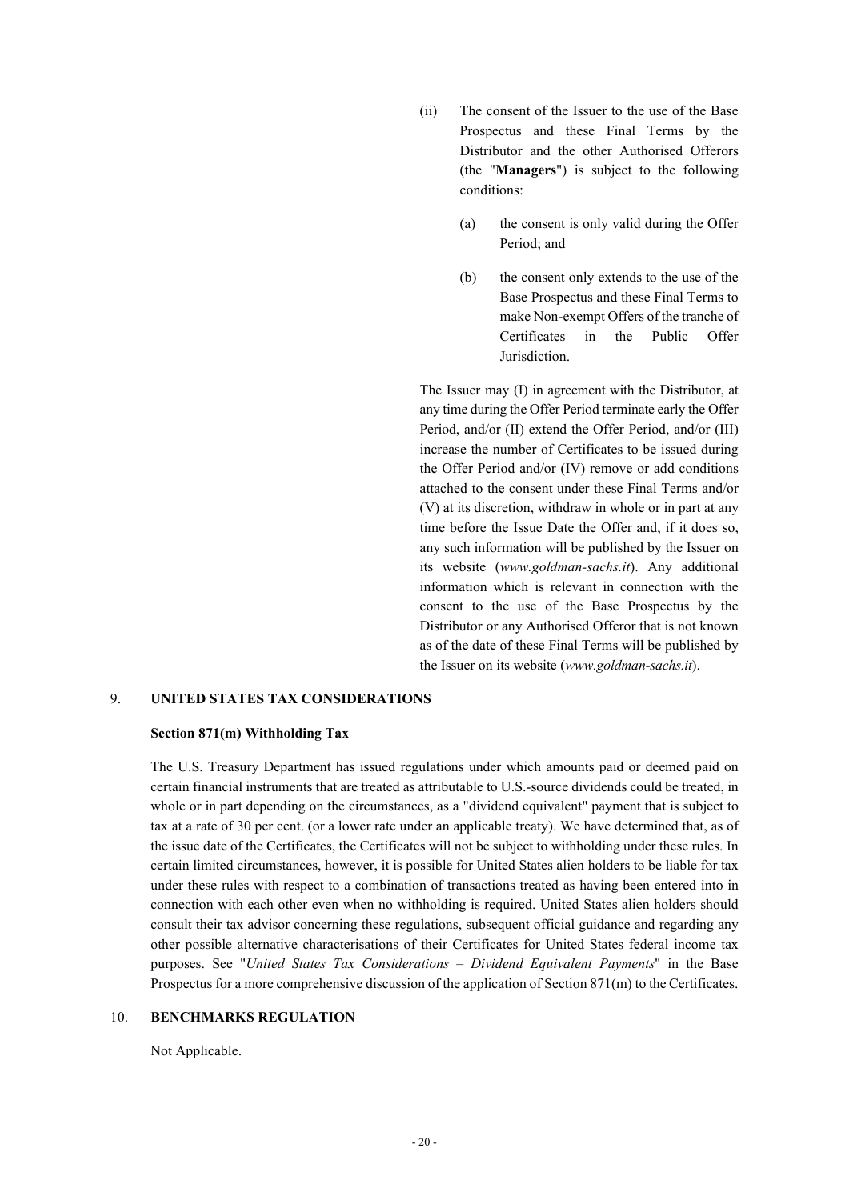(ii) The consent of the Issuer to the use of the Base Prospectus and these Final Terms by the Distributor and the other Authorised Offerors (the "**Managers**") is subject to the following conditions:

 (a) the consent is only valid during the Offer Period; and

 (b) the consent only extends to the use of the Base Prospectus and these Final Terms to make Non-exempt Offers of the tranche of Certificates in the Public Offer Jurisdiction.

The Issuer may (I) in agreement with the Distributor, at any time during the Offer Period terminate early the Offer Period, and/or (II) extend the Offer Period, and/or (III) increase the number of Certificates to be issued during the Offer Period and/or (IV) remove or add conditions attached to the consent under these Final Terms and/or (V) at its discretion, withdraw in whole or in part at any time before the Issue Date the Offer and, if it does so, any such information will be published by the Issuer on its website (*www.goldman-sachs.it*). Any additional information which is relevant in connection with the consent to the use of the Base Prospectus by the Distributor or any Authorised Offeror that is not known as of the date of these Final Terms will be published by the Issuer on its website (*www.goldman-sachs.it*).

## 9. UNITED STATES TAX CONSIDERATIONS

**Section 871(m) Withholding Tax**

The U.S. Treasury Department has issued regulations under which amounts paid or deemed paid on certain financial instruments that are treated as attributable to U.S.-source dividends could be treated, in whole or in part depending on the circumstances, as a "dividend equivalent" payment that is subject to tax at a rate of 30 per cent. (or a lower rate under an applicable treaty). We have determined that, as of the issue date of the Certificates, the Certificates will not be subject to withholding under these rules. In certain limited circumstances, however, it is possible for United States alien holders to be liable for tax under these rules with respect to a combination of transactions treated as having been entered into in connection with each other even when no withholding is required. United States alien holders should consult their tax advisor concerning these regulations, subsequent official guidance and regarding any other possible alternative characterisations of their Certificates for United States federal income tax purposes. See "*United States Tax Considerations – Dividend Equivalent Payments*" in the Base Prospectus for a more comprehensive discussion of the application of Section 871(m) to the Certificates.

## 10. BENCHMARKS REGULATION

Not Applicable.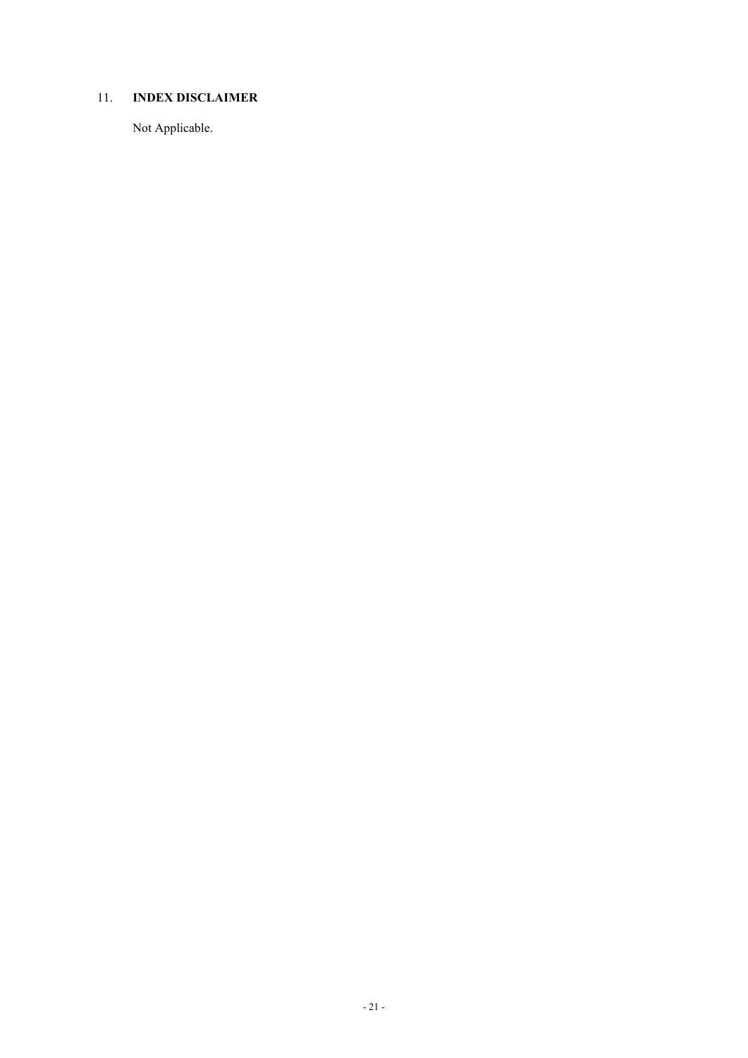## 11. INDEX DISCLAIMER

Not Applicable.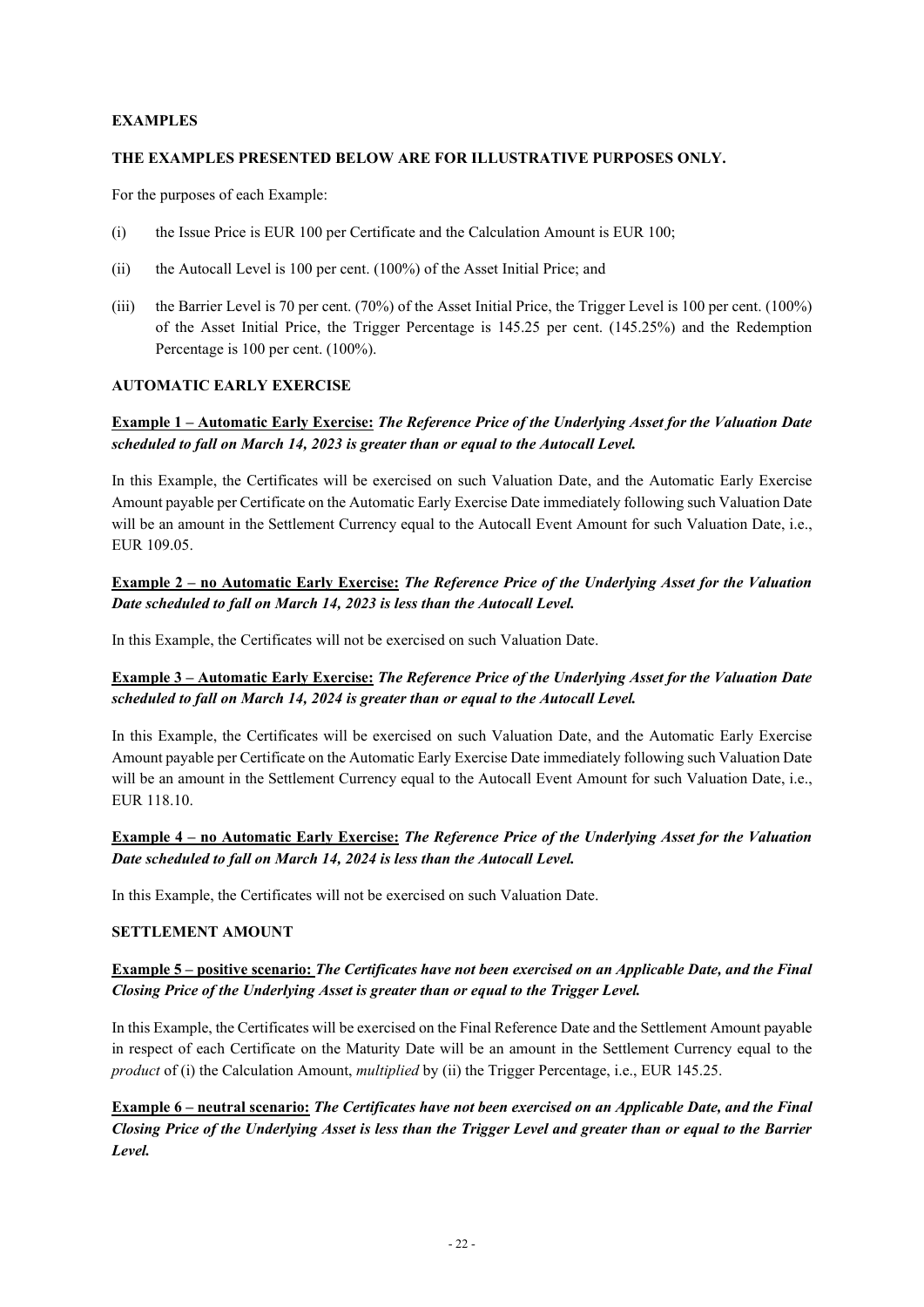**EXAMPLES**

**THE EXAMPLES PRESENTED BELOW ARE FOR ILLUSTRATIVE PURPOSES ONLY.**

For the purposes of each Example:

(i) the Issue Price is EUR 100 per Certificate and the Calculation Amount is EUR 100;

(ii) the Autocall Level is 100 per cent. (100%) of the Asset Initial Price; and

(iii) the Barrier Level is 70 per cent. (70%) of the Asset Initial Price, the Trigger Level is 100 per cent. (100%) of the Asset Initial Price, the Trigger Percentage is 145.25 per cent. (145.25%) and the Redemption Percentage is 100 per cent. (100%).

**AUTOMATIC EARLY EXERCISE**

**<u>Example 1 – Automatic Early Exercise:</u>** ***The Reference Price of the Underlying Asset for the Valuation Date scheduled to fall on March 14, 2023 is greater than or equal to the Autocall Level.***

In this Example, the Certificates will be exercised on such Valuation Date, and the Automatic Early Exercise Amount payable per Certificate on the Automatic Early Exercise Date immediately following such Valuation Date will be an amount in the Settlement Currency equal to the Autocall Event Amount for such Valuation Date, i.e., EUR 109.05.

**<u>Example 2 – no Automatic Early Exercise:</u>** ***The Reference Price of the Underlying Asset for the Valuation Date scheduled to fall on March 14, 2023 is less than the Autocall Level.***

In this Example, the Certificates will not be exercised on such Valuation Date.

**<u>Example 3 – Automatic Early Exercise:</u>** ***The Reference Price of the Underlying Asset for the Valuation Date scheduled to fall on March 14, 2024 is greater than or equal to the Autocall Level.***

In this Example, the Certificates will be exercised on such Valuation Date, and the Automatic Early Exercise Amount payable per Certificate on the Automatic Early Exercise Date immediately following such Valuation Date will be an amount in the Settlement Currency equal to the Autocall Event Amount for such Valuation Date, i.e., EUR 118.10.

**<u>Example 4 – no Automatic Early Exercise:</u>** ***The Reference Price of the Underlying Asset for the Valuation Date scheduled to fall on March 14, 2024 is less than the Autocall Level.***

In this Example, the Certificates will not be exercised on such Valuation Date.

**SETTLEMENT AMOUNT**

**<u>Example 5 – positive scenario:</u>** ***The Certificates have not been exercised on an Applicable Date, and the Final Closing Price of the Underlying Asset is greater than or equal to the Trigger Level.***

In this Example, the Certificates will be exercised on the Final Reference Date and the Settlement Amount payable in respect of each Certificate on the Maturity Date will be an amount in the Settlement Currency equal to the *product* of (i) the Calculation Amount, *multiplied* by (ii) the Trigger Percentage, i.e., EUR 145.25.

**<u>Example 6 – neutral scenario:</u>** ***The Certificates have not been exercised on an Applicable Date, and the Final Closing Price of the Underlying Asset is less than the Trigger Level and greater than or equal to the Barrier Level.***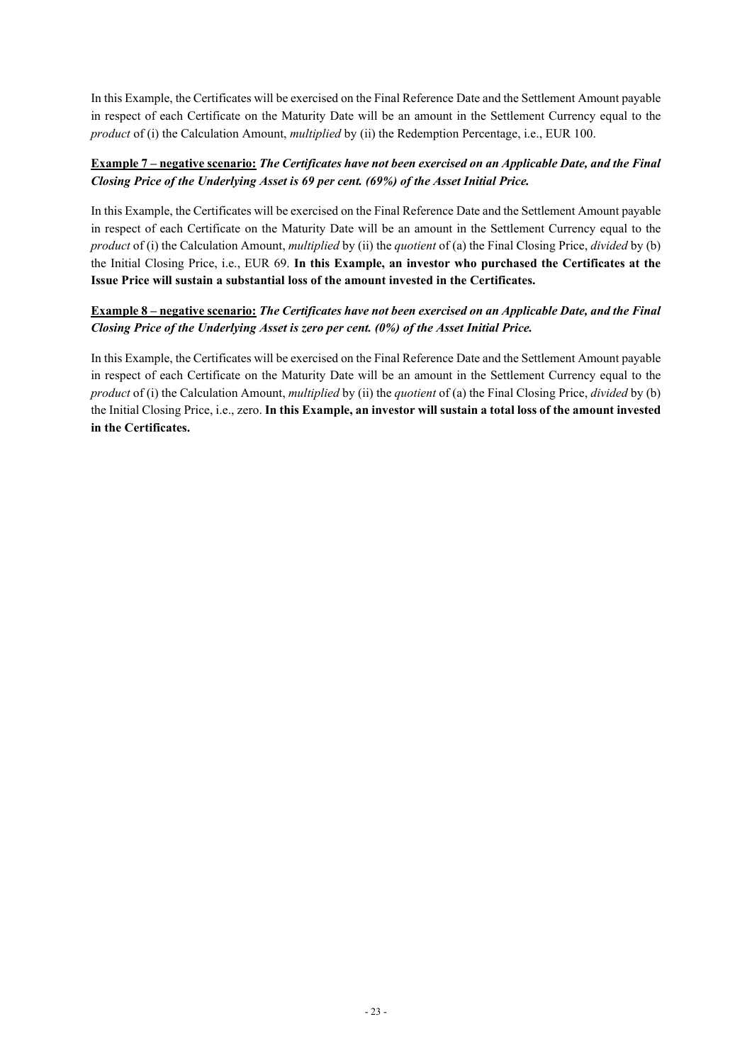In this Example, the Certificates will be exercised on the Final Reference Date and the Settlement Amount payable in respect of each Certificate on the Maturity Date will be an amount in the Settlement Currency equal to the *product* of (i) the Calculation Amount, *multiplied* by (ii) the Redemption Percentage, i.e., EUR 100.

**Example 7 – negative scenario:** ***The Certificates have not been exercised on an Applicable Date, and the Final Closing Price of the Underlying Asset is 69 per cent. (69%) of the Asset Initial Price.***

In this Example, the Certificates will be exercised on the Final Reference Date and the Settlement Amount payable in respect of each Certificate on the Maturity Date will be an amount in the Settlement Currency equal to the *product* of (i) the Calculation Amount, *multiplied* by (ii) the *quotient* of (a) the Final Closing Price, *divided* by (b) the Initial Closing Price, i.e., EUR 69. **In this Example, an investor who purchased the Certificates at the Issue Price will sustain a substantial loss of the amount invested in the Certificates.**

**Example 8 – negative scenario:** ***The Certificates have not been exercised on an Applicable Date, and the Final Closing Price of the Underlying Asset is zero per cent. (0%) of the Asset Initial Price.***

In this Example, the Certificates will be exercised on the Final Reference Date and the Settlement Amount payable in respect of each Certificate on the Maturity Date will be an amount in the Settlement Currency equal to the *product* of (i) the Calculation Amount, *multiplied* by (ii) the *quotient* of (a) the Final Closing Price, *divided* by (b) the Initial Closing Price, i.e., zero. **In this Example, an investor will sustain a total loss of the amount invested in the Certificates.**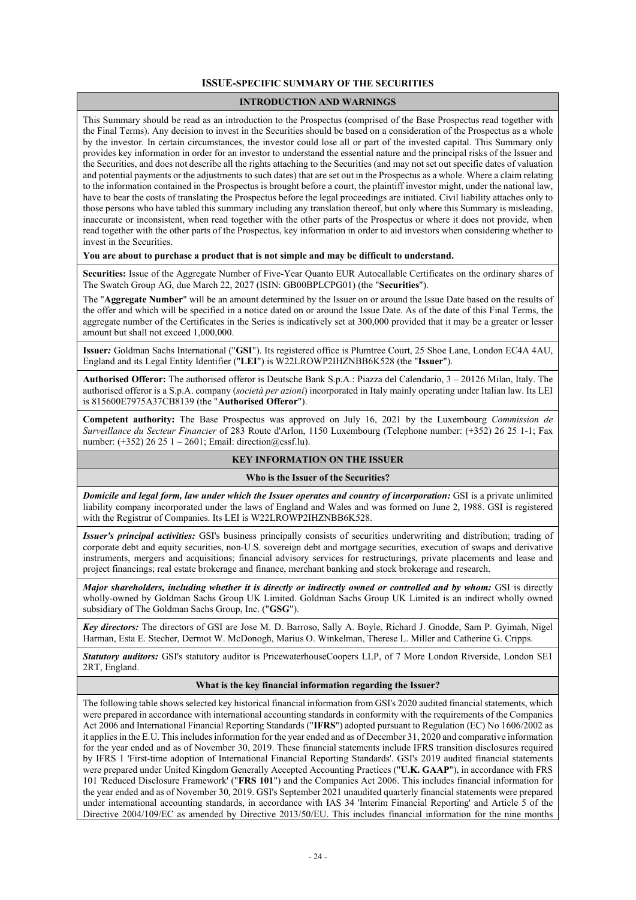# ISSUE-SPECIFIC SUMMARY OF THE SECURITIES

## INTRODUCTION AND WARNINGS

This Summary should be read as an introduction to the Prospectus (comprised of the Base Prospectus read together with the Final Terms). Any decision to invest in the Securities should be based on a consideration of the Prospectus as a whole by the investor. In certain circumstances, the investor could lose all or part of the invested capital. This Summary only provides key information in order for an investor to understand the essential nature and the principal risks of the Issuer and the Securities, and does not describe all the rights attaching to the Securities (and may not set out specific dates of valuation and potential payments or the adjustments to such dates) that are set out in the Prospectus as a whole. Where a claim relating to the information contained in the Prospectus is brought before a court, the plaintiff investor might, under the national law, have to bear the costs of translating the Prospectus before the legal proceedings are initiated. Civil liability attaches only to those persons who have tabled this summary including any translation thereof, but only where this Summary is misleading, inaccurate or inconsistent, when read together with the other parts of the Prospectus or where it does not provide, when read together with the other parts of the Prospectus, key information in order to aid investors when considering whether to invest in the Securities.

**You are about to purchase a product that is not simple and may be difficult to understand.**

**Securities:** Issue of the Aggregate Number of Five-Year Quanto EUR Autocallable Certificates on the ordinary shares of The Swatch Group AG, due March 22, 2027 (ISIN: GB00BPLCPG01) (the "**Securities**").

The "**Aggregate Number**" will be an amount determined by the Issuer on or around the Issue Date based on the results of the offer and which will be specified in a notice dated on or around the Issue Date. As of the date of this Final Terms, the aggregate number of the Certificates in the Series is indicatively set at 300,000 provided that it may be a greater or lesser amount but shall not exceed 1,000,000.

**Issuer***:* Goldman Sachs International ("**GSI**"). Its registered office is Plumtree Court, 25 Shoe Lane, London EC4A 4AU, England and its Legal Entity Identifier ("**LEI**") is W22LROWP2IHZNBB6K528 (the "**Issuer**").

**Authorised Offeror:** The authorised offeror is Deutsche Bank S.p.A.: Piazza del Calendario, 3 – 20126 Milan, Italy. The authorised offeror is a S.p.A. company (*società per azioni*) incorporated in Italy mainly operating under Italian law. Its LEI is 815600E7975A37CB8139 (the "**Authorised Offeror**").

**Competent authority:** The Base Prospectus was approved on July 16, 2021 by the Luxembourg *Commission de Surveillance du Secteur Financier* of 283 Route d'Arlon, 1150 Luxembourg (Telephone number: (+352) 26 25 1-1; Fax number: (+352) 26 25 1 – 2601; Email: direction@cssf.lu).

## KEY INFORMATION ON THE ISSUER

### Who is the Issuer of the Securities?

***Domicile and legal form, law under which the Issuer operates and country of incorporation:*** GSI is a private unlimited liability company incorporated under the laws of England and Wales and was formed on June 2, 1988. GSI is registered with the Registrar of Companies. Its LEI is W22LROWP2IHZNBB6K528.

***Issuer's principal activities:*** GSI's business principally consists of securities underwriting and distribution; trading of corporate debt and equity securities, non-U.S. sovereign debt and mortgage securities, execution of swaps and derivative instruments, mergers and acquisitions; financial advisory services for restructurings, private placements and lease and project financings; real estate brokerage and finance, merchant banking and stock brokerage and research.

***Major shareholders, including whether it is directly or indirectly owned or controlled and by whom:*** GSI is directly wholly-owned by Goldman Sachs Group UK Limited. Goldman Sachs Group UK Limited is an indirect wholly owned subsidiary of The Goldman Sachs Group, Inc. ("**GSG**").

***Key directors:*** The directors of GSI are Jose M. D. Barroso, Sally A. Boyle, Richard J. Gnodde, Sam P. Gyimah, Nigel Harman, Esta E. Stecher, Dermot W. McDonogh, Marius O. Winkelman, Therese L. Miller and Catherine G. Cripps.

***Statutory auditors:*** GSI's statutory auditor is PricewaterhouseCoopers LLP, of 7 More London Riverside, London SE1 2RT, England.

### What is the key financial information regarding the Issuer?

The following table shows selected key historical financial information from GSI's 2020 audited financial statements, which were prepared in accordance with international accounting standards in conformity with the requirements of the Companies Act 2006 and International Financial Reporting Standards ("**IFRS**") adopted pursuant to Regulation (EC) No 1606/2002 as it applies in the E.U. This includes information for the year ended and as of December 31, 2020 and comparative information for the year ended and as of November 30, 2019. These financial statements include IFRS transition disclosures required by IFRS 1 'First-time adoption of International Financial Reporting Standards'. GSI's 2019 audited financial statements were prepared under United Kingdom Generally Accepted Accounting Practices ("**U.K. GAAP**"), in accordance with FRS 101 'Reduced Disclosure Framework' ("**FRS 101**") and the Companies Act 2006. This includes financial information for the year ended and as of November 30, 2019. GSI's September 2021 unaudited quarterly financial statements were prepared under international accounting standards, in accordance with IAS 34 'Interim Financial Reporting' and Article 5 of the Directive 2004/109/EC as amended by Directive 2013/50/EU. This includes financial information for the nine months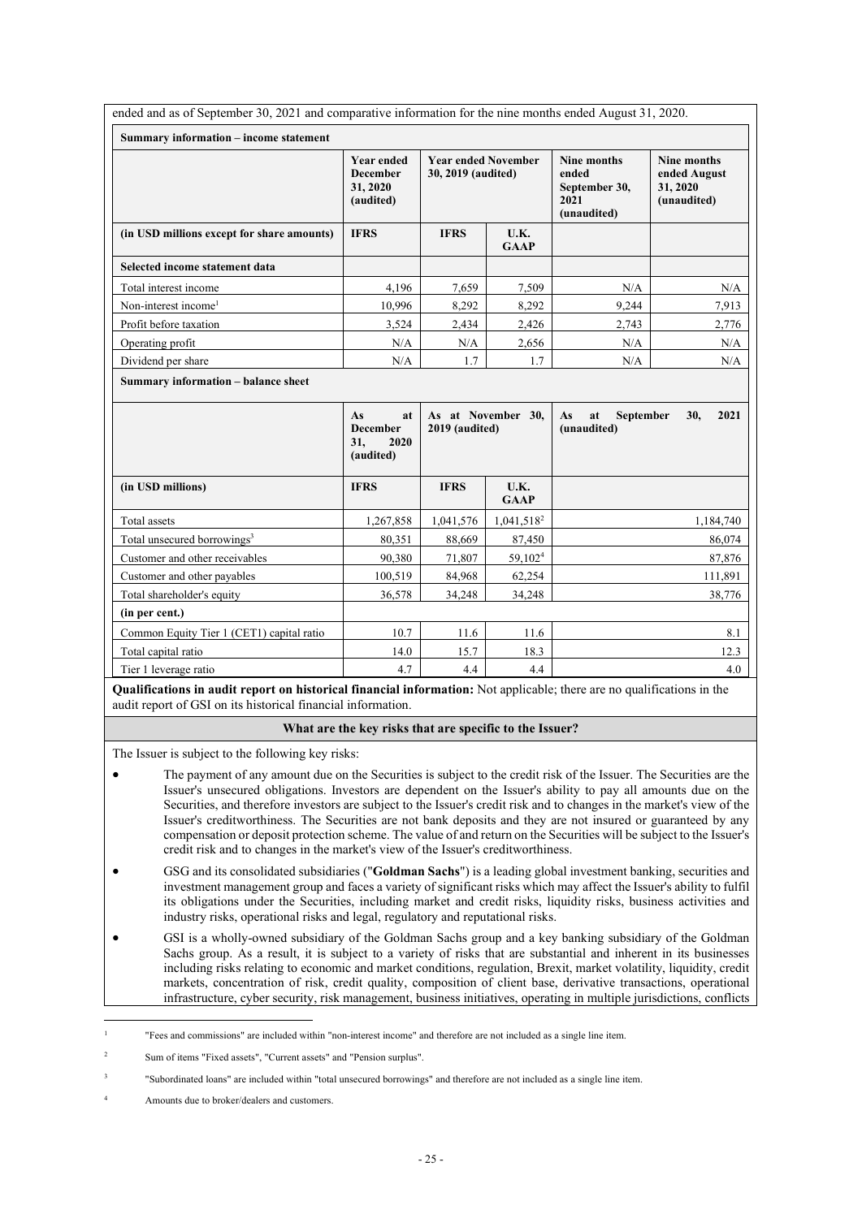ended and as of September 30, 2021 and comparative information for the nine months ended August 31, 2020.

**Summary information – income statement**

| | Year ended December 31, 2020 (audited) | Year ended November 30, 2019 (audited) | | Nine months ended September 30, 2021 (unaudited) | Nine months ended August 31, 2020 (unaudited) |
|---|---|---|---|---|---|
| **(in USD millions except for share amounts)** | **IFRS** | **IFRS** | **U.K. GAAP** | | |
| **Selected income statement data** | | | | | |
| Total interest income | 4,196 | 7,659 | 7,509 | N/A | N/A |
| Non-interest income[1] | 10,996 | 8,292 | 8,292 | 9,244 | 7,913 |
| Profit before taxation | 3,524 | 2,434 | 2,426 | 2,743 | 2,776 |
| Operating profit | N/A | N/A | 2,656 | N/A | N/A |
| Dividend per share | N/A | 1.7 | 1.7 | N/A | N/A |

**Summary information – balance sheet**

| | As at December 31, 2020 (audited) | As at November 30, 2019 (audited) | | As at September 30, 2021 (unaudited) |
|---|---|---|---|---|
| **(in USD millions)** | **IFRS** | **IFRS** | **U.K. GAAP** | |
| Total assets | 1,267,858 | 1,041,576 | 1,041,518[2] | 1,184,740 |
| Total unsecured borrowings[3] | 80,351 | 88,669 | 87,450 | 86,074 |
| Customer and other receivables | 90,380 | 71,807 | 59,102[4] | 87,876 |
| Customer and other payables | 100,519 | 84,968 | 62,254 | 111,891 |
| Total shareholder's equity | 36,578 | 34,248 | 34,248 | 38,776 |
| **(in per cent.)** | | | | |
| Common Equity Tier 1 (CET1) capital ratio | 10.7 | 11.6 | 11.6 | 8.1 |
| Total capital ratio | 14.0 | 15.7 | 18.3 | 12.3 |
| Tier 1 leverage ratio | 4.7 | 4.4 | 4.4 | 4.0 |

**Qualifications in audit report on historical financial information:** Not applicable; there are no qualifications in the audit report of GSI on its historical financial information.

**What are the key risks that are specific to the Issuer?**

The Issuer is subject to the following key risks:

- The payment of any amount due on the Securities is subject to the credit risk of the Issuer. The Securities are the Issuer's unsecured obligations. Investors are dependent on the Issuer's ability to pay all amounts due on the Securities, and therefore investors are subject to the Issuer's credit risk and to changes in the market's view of the Issuer's creditworthiness. The Securities are not bank deposits and they are not insured or guaranteed by any compensation or deposit protection scheme. The value of and return on the Securities will be subject to the Issuer's credit risk and to changes in the market's view of the Issuer's creditworthiness.
- GSG and its consolidated subsidiaries ("**Goldman Sachs**") is a leading global investment banking, securities and investment management group and faces a variety of significant risks which may affect the Issuer's ability to fulfil its obligations under the Securities, including market and credit risks, liquidity risks, business activities and industry risks, operational risks and legal, regulatory and reputational risks.
- GSI is a wholly-owned subsidiary of the Goldman Sachs group and a key banking subsidiary of the Goldman Sachs group. As a result, it is subject to a variety of risks that are substantial and inherent in its businesses including risks relating to economic and market conditions, regulation, Brexit, market volatility, liquidity, credit markets, concentration of risk, credit quality, composition of client base, derivative transactions, operational infrastructure, cyber security, risk management, business initiatives, operating in multiple jurisdictions, conflicts

[1] "Fees and commissions" are included within "non-interest income" and therefore are not included as a single line item.

[2] Sum of items "Fixed assets", "Current assets" and "Pension surplus".

[3] "Subordinated loans" are included within "total unsecured borrowings" and therefore are not included as a single line item.

[4] Amounts due to broker/dealers and customers.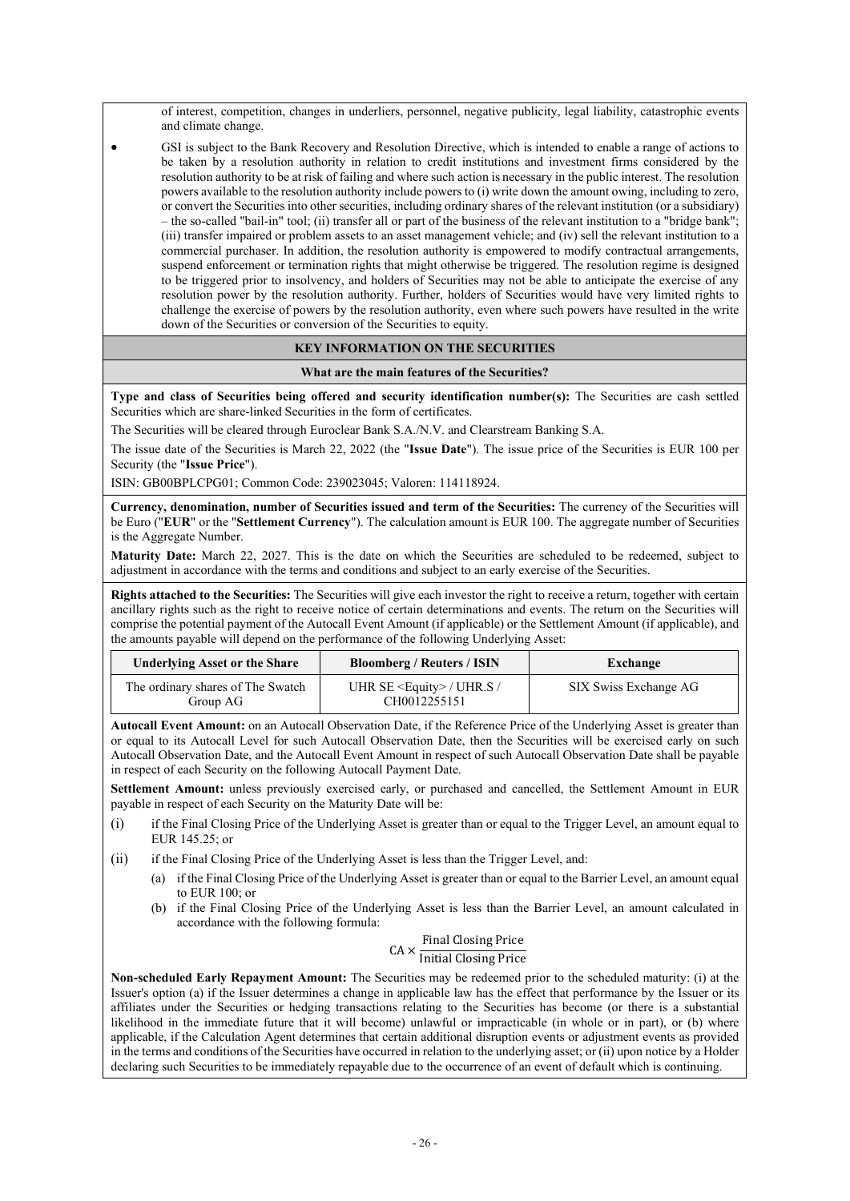of interest, competition, changes in underliers, personnel, negative publicity, legal liability, catastrophic events and climate change.

- GSI is subject to the Bank Recovery and Resolution Directive, which is intended to enable a range of actions to be taken by a resolution authority in relation to credit institutions and investment firms considered by the resolution authority to be at risk of failing and where such action is necessary in the public interest. The resolution powers available to the resolution authority include powers to (i) write down the amount owing, including to zero, or convert the Securities into other securities, including ordinary shares of the relevant institution (or a subsidiary) – the so-called "bail-in" tool; (ii) transfer all or part of the business of the relevant institution to a "bridge bank"; (iii) transfer impaired or problem assets to an asset management vehicle; and (iv) sell the relevant institution to a commercial purchaser. In addition, the resolution authority is empowered to modify contractual arrangements, suspend enforcement or termination rights that might otherwise be triggered. The resolution regime is designed to be triggered prior to insolvency, and holders of Securities may not be able to anticipate the exercise of any resolution power by the resolution authority. Further, holders of Securities would have very limited rights to challenge the exercise of powers by the resolution authority, even where such powers have resulted in the write down of the Securities or conversion of the Securities to equity.

## KEY INFORMATION ON THE SECURITIES

### What are the main features of the Securities?

**Type and class of Securities being offered and security identification number(s):** The Securities are cash settled Securities which are share-linked Securities in the form of certificates.

The Securities will be cleared through Euroclear Bank S.A./N.V. and Clearstream Banking S.A.

The issue date of the Securities is March 22, 2022 (the "**Issue Date**"). The issue price of the Securities is EUR 100 per Security (the "**Issue Price**").

ISIN: GB00BPLCPG01; Common Code: 239023045; Valoren: 114118924.

**Currency, denomination, number of Securities issued and term of the Securities:** The currency of the Securities will be Euro ("**EUR**" or the "**Settlement Currency**"). The calculation amount is EUR 100. The aggregate number of Securities is the Aggregate Number.

**Maturity Date:** March 22, 2027. This is the date on which the Securities are scheduled to be redeemed, subject to adjustment in accordance with the terms and conditions and subject to an early exercise of the Securities.

**Rights attached to the Securities:** The Securities will give each investor the right to receive a return, together with certain ancillary rights such as the right to receive notice of certain determinations and events. The return on the Securities will comprise the potential payment of the Autocall Event Amount (if applicable) or the Settlement Amount (if applicable), and the amounts payable will depend on the performance of the following Underlying Asset:

| Underlying Asset or the Share | Bloomberg / Reuters / ISIN | Exchange |
|---|---|---|
| The ordinary shares of The Swatch Group AG | UHR SE <Equity> / UHR.S / CH0012255151 | SIX Swiss Exchange AG |

**Autocall Event Amount:** on an Autocall Observation Date, if the Reference Price of the Underlying Asset is greater than or equal to its Autocall Level for such Autocall Observation Date, then the Securities will be exercised early on such Autocall Observation Date, and the Autocall Event Amount in respect of such Autocall Observation Date shall be payable in respect of each Security on the following Autocall Payment Date.

**Settlement Amount:** unless previously exercised early, or purchased and cancelled, the Settlement Amount in EUR payable in respect of each Security on the Maturity Date will be:

(i) if the Final Closing Price of the Underlying Asset is greater than or equal to the Trigger Level, an amount equal to EUR 145.25; or

(ii) if the Final Closing Price of the Underlying Asset is less than the Trigger Level, and:

   (a) if the Final Closing Price of the Underlying Asset is greater than or equal to the Barrier Level, an amount equal to EUR 100; or

   (b) if the Final Closing Price of the Underlying Asset is less than the Barrier Level, an amount calculated in accordance with the following formula:

$$\text{CA} \times \frac{\text{Final Closing Price}}{\text{Initial Closing Price}}$$

**Non-scheduled Early Repayment Amount:** The Securities may be redeemed prior to the scheduled maturity: (i) at the Issuer's option (a) if the Issuer determines a change in applicable law has the effect that performance by the Issuer or its affiliates under the Securities or hedging transactions relating to the Securities has become (or there is a substantial likelihood in the immediate future that it will become) unlawful or impracticable (in whole or in part), or (b) where applicable, if the Calculation Agent determines that certain additional disruption events or adjustment events as provided in the terms and conditions of the Securities have occurred in relation to the underlying asset; or (ii) upon notice by a Holder declaring such Securities to be immediately repayable due to the occurrence of an event of default which is continuing.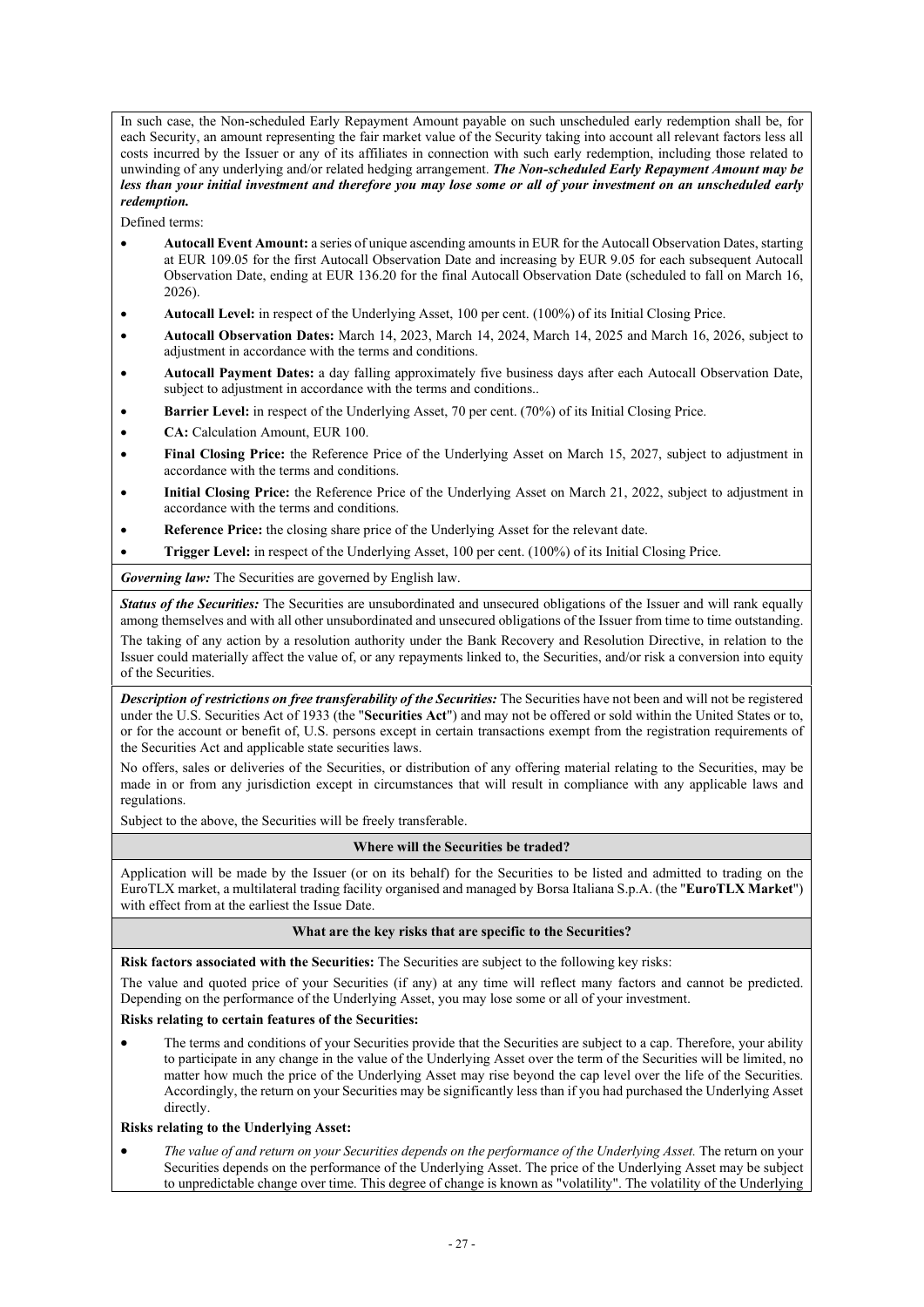In such case, the Non-scheduled Early Repayment Amount payable on such unscheduled early redemption shall be, for each Security, an amount representing the fair market value of the Security taking into account all relevant factors less all costs incurred by the Issuer or any of its affiliates in connection with such early redemption, including those related to unwinding of any underlying and/or related hedging arrangement. ***The Non-scheduled Early Repayment Amount may be less than your initial investment and therefore you may lose some or all of your investment on an unscheduled early redemption.***

Defined terms:

- **Autocall Event Amount:** a series of unique ascending amounts in EUR for the Autocall Observation Dates, starting at EUR 109.05 for the first Autocall Observation Date and increasing by EUR 9.05 for each subsequent Autocall Observation Date, ending at EUR 136.20 for the final Autocall Observation Date (scheduled to fall on March 16, 2026).
- **Autocall Level:** in respect of the Underlying Asset, 100 per cent. (100%) of its Initial Closing Price.
- **Autocall Observation Dates:** March 14, 2023, March 14, 2024, March 14, 2025 and March 16, 2026, subject to adjustment in accordance with the terms and conditions.
- **Autocall Payment Dates:** a day falling approximately five business days after each Autocall Observation Date, subject to adjustment in accordance with the terms and conditions..
- **Barrier Level:** in respect of the Underlying Asset, 70 per cent. (70%) of its Initial Closing Price.
- **CA:** Calculation Amount, EUR 100.
- **Final Closing Price:** the Reference Price of the Underlying Asset on March 15, 2027, subject to adjustment in accordance with the terms and conditions.
- **Initial Closing Price:** the Reference Price of the Underlying Asset on March 21, 2022, subject to adjustment in accordance with the terms and conditions.
- **Reference Price:** the closing share price of the Underlying Asset for the relevant date.
- **Trigger Level:** in respect of the Underlying Asset, 100 per cent. (100%) of its Initial Closing Price.

***Governing law:*** The Securities are governed by English law.

***Status of the Securities:*** The Securities are unsubordinated and unsecured obligations of the Issuer and will rank equally among themselves and with all other unsubordinated and unsecured obligations of the Issuer from time to time outstanding.

The taking of any action by a resolution authority under the Bank Recovery and Resolution Directive, in relation to the Issuer could materially affect the value of, or any repayments linked to, the Securities, and/or risk a conversion into equity of the Securities.

***Description of restrictions on free transferability of the Securities:*** The Securities have not been and will not be registered under the U.S. Securities Act of 1933 (the "**Securities Act**") and may not be offered or sold within the United States or to, or for the account or benefit of, U.S. persons except in certain transactions exempt from the registration requirements of the Securities Act and applicable state securities laws.

No offers, sales or deliveries of the Securities, or distribution of any offering material relating to the Securities, may be made in or from any jurisdiction except in circumstances that will result in compliance with any applicable laws and regulations.

Subject to the above, the Securities will be freely transferable.

**Where will the Securities be traded?**

Application will be made by the Issuer (or on its behalf) for the Securities to be listed and admitted to trading on the EuroTLX market, a multilateral trading facility organised and managed by Borsa Italiana S.p.A. (the "**EuroTLX Market**") with effect from at the earliest the Issue Date.

**What are the key risks that are specific to the Securities?**

**Risk factors associated with the Securities:** The Securities are subject to the following key risks:

The value and quoted price of your Securities (if any) at any time will reflect many factors and cannot be predicted. Depending on the performance of the Underlying Asset, you may lose some or all of your investment.

**Risks relating to certain features of the Securities:**

- The terms and conditions of your Securities provide that the Securities are subject to a cap. Therefore, your ability to participate in any change in the value of the Underlying Asset over the term of the Securities will be limited, no matter how much the price of the Underlying Asset may rise beyond the cap level over the life of the Securities. Accordingly, the return on your Securities may be significantly less than if you had purchased the Underlying Asset directly.

**Risks relating to the Underlying Asset:**

- *The value of and return on your Securities depends on the performance of the Underlying Asset.* The return on your Securities depends on the performance of the Underlying Asset. The price of the Underlying Asset may be subject to unpredictable change over time. This degree of change is known as "volatility". The volatility of the Underlying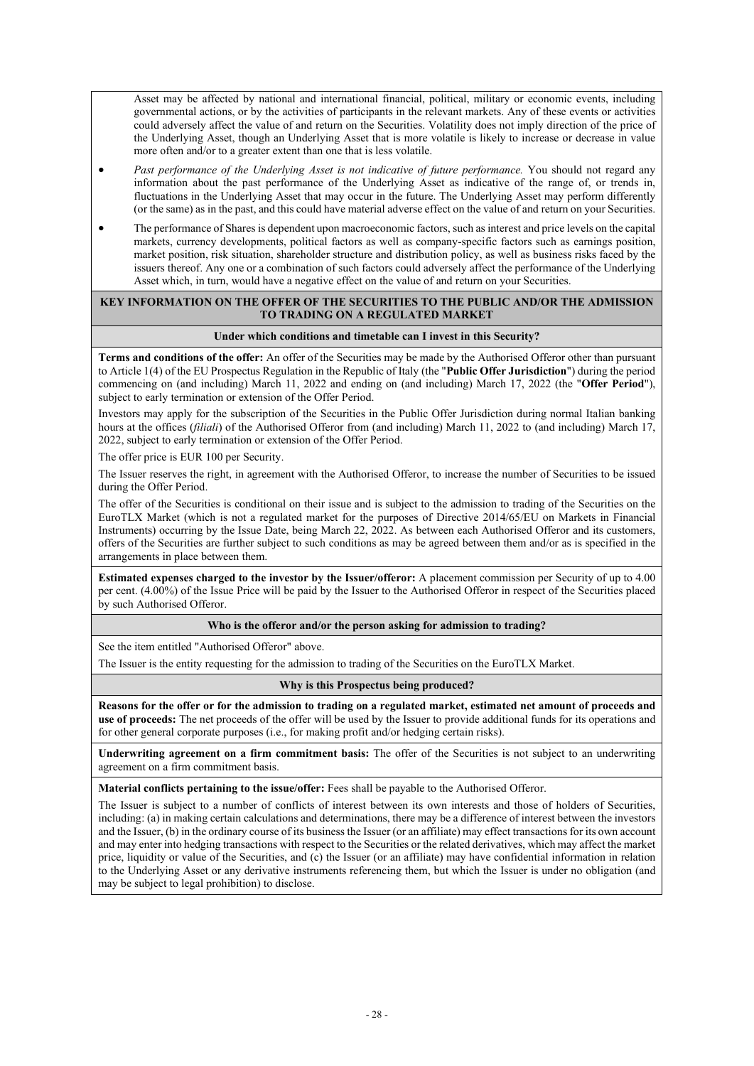Asset may be affected by national and international financial, political, military or economic events, including governmental actions, or by the activities of participants in the relevant markets. Any of these events or activities could adversely affect the value of and return on the Securities. Volatility does not imply direction of the price of the Underlying Asset, though an Underlying Asset that is more volatile is likely to increase or decrease in value more often and/or to a greater extent than one that is less volatile.

- *Past performance of the Underlying Asset is not indicative of future performance.* You should not regard any information about the past performance of the Underlying Asset as indicative of the range of, or trends in, fluctuations in the Underlying Asset that may occur in the future. The Underlying Asset may perform differently (or the same) as in the past, and this could have material adverse effect on the value of and return on your Securities.
- The performance of Shares is dependent upon macroeconomic factors, such as interest and price levels on the capital markets, currency developments, political factors as well as company-specific factors such as earnings position, market position, risk situation, shareholder structure and distribution policy, as well as business risks faced by the issuers thereof. Any one or a combination of such factors could adversely affect the performance of the Underlying Asset which, in turn, would have a negative effect on the value of and return on your Securities.

## KEY INFORMATION ON THE OFFER OF THE SECURITIES TO THE PUBLIC AND/OR THE ADMISSION TO TRADING ON A REGULATED MARKET

### Under which conditions and timetable can I invest in this Security?

**Terms and conditions of the offer:** An offer of the Securities may be made by the Authorised Offeror other than pursuant to Article 1(4) of the EU Prospectus Regulation in the Republic of Italy (the "**Public Offer Jurisdiction**") during the period commencing on (and including) March 11, 2022 and ending on (and including) March 17, 2022 (the "**Offer Period**"), subject to early termination or extension of the Offer Period.

Investors may apply for the subscription of the Securities in the Public Offer Jurisdiction during normal Italian banking hours at the offices (*filiali*) of the Authorised Offeror from (and including) March 11, 2022 to (and including) March 17, 2022, subject to early termination or extension of the Offer Period.

The offer price is EUR 100 per Security.

The Issuer reserves the right, in agreement with the Authorised Offeror, to increase the number of Securities to be issued during the Offer Period.

The offer of the Securities is conditional on their issue and is subject to the admission to trading of the Securities on the EuroTLX Market (which is not a regulated market for the purposes of Directive 2014/65/EU on Markets in Financial Instruments) occurring by the Issue Date, being March 22, 2022. As between each Authorised Offeror and its customers, offers of the Securities are further subject to such conditions as may be agreed between them and/or as is specified in the arrangements in place between them.

**Estimated expenses charged to the investor by the Issuer/offeror:** A placement commission per Security of up to 4.00 per cent. (4.00%) of the Issue Price will be paid by the Issuer to the Authorised Offeror in respect of the Securities placed by such Authorised Offeror.

### Who is the offeror and/or the person asking for admission to trading?

See the item entitled "Authorised Offeror" above.

The Issuer is the entity requesting for the admission to trading of the Securities on the EuroTLX Market.

### Why is this Prospectus being produced?

**Reasons for the offer or for the admission to trading on a regulated market, estimated net amount of proceeds and use of proceeds:** The net proceeds of the offer will be used by the Issuer to provide additional funds for its operations and for other general corporate purposes (i.e., for making profit and/or hedging certain risks).

**Underwriting agreement on a firm commitment basis:** The offer of the Securities is not subject to an underwriting agreement on a firm commitment basis.

**Material conflicts pertaining to the issue/offer:** Fees shall be payable to the Authorised Offeror.

The Issuer is subject to a number of conflicts of interest between its own interests and those of holders of Securities, including: (a) in making certain calculations and determinations, there may be a difference of interest between the investors and the Issuer, (b) in the ordinary course of its business the Issuer (or an affiliate) may effect transactions for its own account and may enter into hedging transactions with respect to the Securities or the related derivatives, which may affect the market price, liquidity or value of the Securities, and (c) the Issuer (or an affiliate) may have confidential information in relation to the Underlying Asset or any derivative instruments referencing them, but which the Issuer is under no obligation (and may be subject to legal prohibition) to disclose.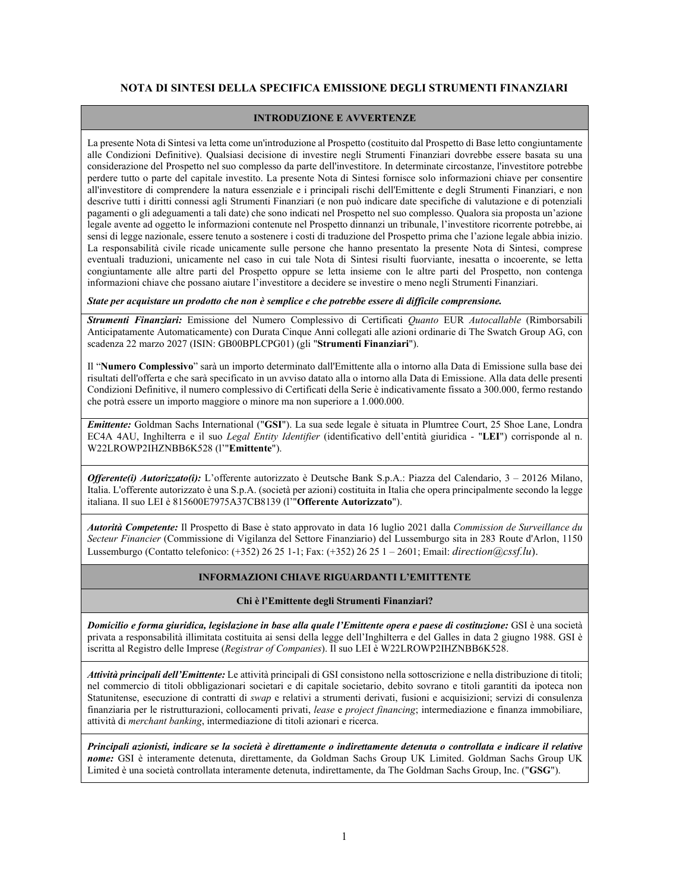# NOTA DI SINTESI DELLA SPECIFICA EMISSIONE DEGLI STRUMENTI FINANZIARI

## INTRODUZIONE E AVVERTENZE

La presente Nota di Sintesi va letta come un'introduzione al Prospetto (costituito dal Prospetto di Base letto congiuntamente alle Condizioni Definitive). Qualsiasi decisione di investire negli Strumenti Finanziari dovrebbe essere basata su una considerazione del Prospetto nel suo complesso da parte dell'investitore. In determinate circostanze, l'investitore potrebbe perdere tutto o parte del capitale investito. La presente Nota di Sintesi fornisce solo informazioni chiave per consentire all'investitore di comprendere la natura essenziale e i principali rischi dell'Emittente e degli Strumenti Finanziari, e non descrive tutti i diritti connessi agli Strumenti Finanziari (e non può indicare date specifiche di valutazione e di potenziali pagamenti o gli adeguamenti a tali date) che sono indicati nel Prospetto nel suo complesso. Qualora sia proposta un'azione legale avente ad oggetto le informazioni contenute nel Prospetto dinnanzi un tribunale, l'investitore ricorrente potrebbe, ai sensi di legge nazionale, essere tenuto a sostenere i costi di traduzione del Prospetto prima che l'azione legale abbia inizio. La responsabilità civile ricade unicamente sulle persone che hanno presentato la presente Nota di Sintesi, comprese eventuali traduzioni, unicamente nel caso in cui tale Nota di Sintesi risulti fuorviante, inesatta o incoerente, se letta congiuntamente alle altre parti del Prospetto oppure se letta insieme con le altre parti del Prospetto, non contenga informazioni chiave che possano aiutare l'investitore a decidere se investire o meno negli Strumenti Finanziari.

***State per acquistare un prodotto che non è semplice e che potrebbe essere di difficile comprensione.***

***Strumenti Finanziari:*** Emissione del Numero Complessivo di Certificati *Quanto* EUR *Autocallable* (Rimborsabili Anticipatamente Automaticamente) con Durata Cinque Anni collegati alle azioni ordinarie di The Swatch Group AG, con scadenza 22 marzo 2027 (ISIN: GB00BPLCPG01) (gli "**Strumenti Finanziari**").

Il "**Numero Complessivo**" sarà un importo determinato dall'Emittente alla o intorno alla Data di Emissione sulla base dei risultati dell'offerta e che sarà specificato in un avviso datato alla o intorno alla Data di Emissione. Alla data delle presenti Condizioni Definitive, il numero complessivo di Certificati della Serie è indicativamente fissato a 300.000, fermo restando che potrà essere un importo maggiore o minore ma non superiore a 1.000.000.

***Emittente:*** Goldman Sachs International ("**GSI**"). La sua sede legale è situata in Plumtree Court, 25 Shoe Lane, Londra EC4A 4AU, Inghilterra e il suo *Legal Entity Identifier* (identificativo dell'entità giuridica - "**LEI**") corrisponde al n. W22LROWP2IHZNBB6K528 (l'"**Emittente**").

***Offerente(i) Autorizzato(i):*** L'offerente autorizzato è Deutsche Bank S.p.A.: Piazza del Calendario, 3 – 20126 Milano, Italia. L'offerente autorizzato è una S.p.A. (società per azioni) costituita in Italia che opera principalmente secondo la legge italiana. Il suo LEI è 815600E7975A37CB8139 (l'"**Offerente Autorizzato**").

***Autorità Competente:*** Il Prospetto di Base è stato approvato in data 16 luglio 2021 dalla *Commission de Surveillance du Secteur Financier* (Commissione di Vigilanza del Settore Finanziario) del Lussemburgo sita in 283 Route d'Arlon, 1150 Lussemburgo (Contatto telefonico: (+352) 26 25 1-1; Fax: (+352) 26 25 1 – 2601; Email: *direction@cssf.lu*).

## INFORMAZIONI CHIAVE RIGUARDANTI L'EMITTENTE

### Chi è l'Emittente degli Strumenti Finanziari?

***Domicilio e forma giuridica, legislazione in base alla quale l'Emittente opera e paese di costituzione:*** GSI è una società privata a responsabilità illimitata costituita ai sensi della legge dell'Inghilterra e del Galles in data 2 giugno 1988. GSI è iscritta al Registro delle Imprese (*Registrar of Companies*). Il suo LEI è W22LROWP2IHZNBB6K528.

***Attività principali dell'Emittente:*** Le attività principali di GSI consistono nella sottoscrizione e nella distribuzione di titoli; nel commercio di titoli obbligazionari societari e di capitale societario, debito sovrano e titoli garantiti da ipoteca non Statunitense, esecuzione di contratti di *swap* e relativi a strumenti derivati, fusioni e acquisizioni; servizi di consulenza finanziaria per le ristrutturazioni, collocamenti privati, *lease* e *project financing*; intermediazione e finanza immobiliare, attività di *merchant banking*, intermediazione di titoli azionari e ricerca.

***Principali azionisti, indicare se la società è direttamente o indirettamente detenuta o controllata e indicare il relative nome:*** GSI è interamente detenuta, direttamente, da Goldman Sachs Group UK Limited. Goldman Sachs Group UK Limited è una società controllata interamente detenuta, indirettamente, da The Goldman Sachs Group, Inc. ("**GSG**").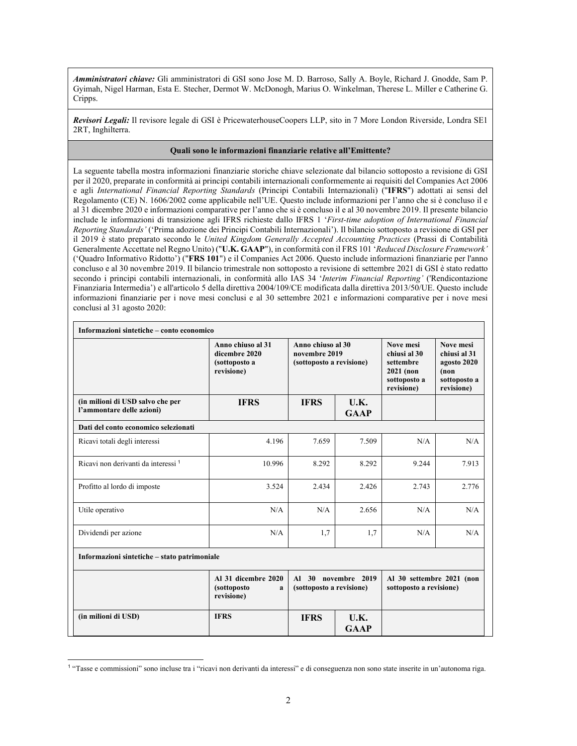***Amministratori chiave:*** Gli amministratori di GSI sono Jose M. D. Barroso, Sally A. Boyle, Richard J. Gnodde, Sam P. Gyimah, Nigel Harman, Esta E. Stecher, Dermot W. McDonogh, Marius O. Winkelman, Therese L. Miller e Catherine G. Cripps.

***Revisori Legali:*** Il revisore legale di GSI è PricewaterhouseCoopers LLP, sito in 7 More London Riverside, Londra SE1 2RT, Inghilterra.

**Quali sono le informazioni finanziarie relative all'Emittente?**

La seguente tabella mostra informazioni finanziarie storiche chiave selezionate dal bilancio sottoposto a revisione di GSI per il 2020, preparate in conformità ai principi contabili internazionali conformemente ai requisiti del Companies Act 2006 e agli *International Financial Reporting Standards* (Principi Contabili Internazionali) ("**IFRS**") adottati ai sensi del Regolamento (CE) N. 1606/2002 come applicabile nell'UE. Questo include informazioni per l'anno che si è concluso il e al 31 dicembre 2020 e informazioni comparative per l'anno che si è concluso il e al 30 novembre 2019. Il presente bilancio include le informazioni di transizione agli IFRS richieste dallo IFRS 1 '*First-time adoption of International Financial Reporting Standards'* ('Prima adozione dei Principi Contabili Internazionali'). Il bilancio sottoposto a revisione di GSI per il 2019 è stato preparato secondo le *United Kingdom Generally Accepted Accounting Practices* (Prassi di Contabilità Generalmente Accettate nel Regno Unito) ("**U.K. GAAP**"), in conformità con il FRS 101 '*Reduced Disclosure Framework'* ('Quadro Informativo Ridotto') ("**FRS 101**") e il Companies Act 2006. Questo include informazioni finanziarie per l'anno concluso e al 30 novembre 2019. Il bilancio trimestrale non sottoposto a revisione di settembre 2021 di GSI è stato redatto secondo i principi contabili internazionali, in conformità allo IAS 34 '*Interim Financial Reporting'* ('Rendicontazione Finanziaria Intermedia') e all'articolo 5 della direttiva 2004/109/CE modificata dalla direttiva 2013/50/UE. Questo include informazioni finanziarie per i nove mesi conclusi e al 30 settembre 2021 e informazioni comparative per i nove mesi conclusi al 31 agosto 2020:

| **Informazioni sintetiche – conto economico** | | | | | |
|---|---|---|---|---|---|
| | **Anno chiuso al 31 dicembre 2020 (sottoposto a revisione)** | **Anno chiuso al 30 novembre 2019 (sottoposto a revisione)** | | **Nove mesi chiusi al 30 settembre 2021 (non sottoposto a revisione)** | **Nove mesi chiusi al 31 agosto 2020 (non sottoposto a revisione)** |
| **(in milioni di USD salvo che per l'ammontare delle azioni)** | **IFRS** | **IFRS** | **U.K. GAAP** | | |
| **Dati del conto economico selezionati** | | | | | |
| Ricavi totali degli interessi | 4.196 | 7.659 | 7.509 | N/A | N/A |
| Ricavi non derivanti da interessi [1] | 10.996 | 8.292 | 8.292 | 9.244 | 7.913 |
| Profitto al lordo di imposte | 3.524 | 2.434 | 2.426 | 2.743 | 2.776 |
| Utile operativo | N/A | N/A | 2.656 | N/A | N/A |
| Dividendi per azione | N/A | 1,7 | 1,7 | N/A | N/A |
| **Informazioni sintetiche – stato patrimoniale** | | | | | |
| | **Al 31 dicembre 2020 (sottoposto a revisione)** | **Al 30 novembre 2019 (sottoposto a revisione)** | | **Al 30 settembre 2021 (non sottoposto a revisione)** | |
| **(in milioni di USD)** | **IFRS** | **IFRS** | **U.K. GAAP** | | |

[1] "Tasse e commissioni" sono incluse tra i "ricavi non derivanti da interessi" e di conseguenza non sono state inserite in un'autonoma riga.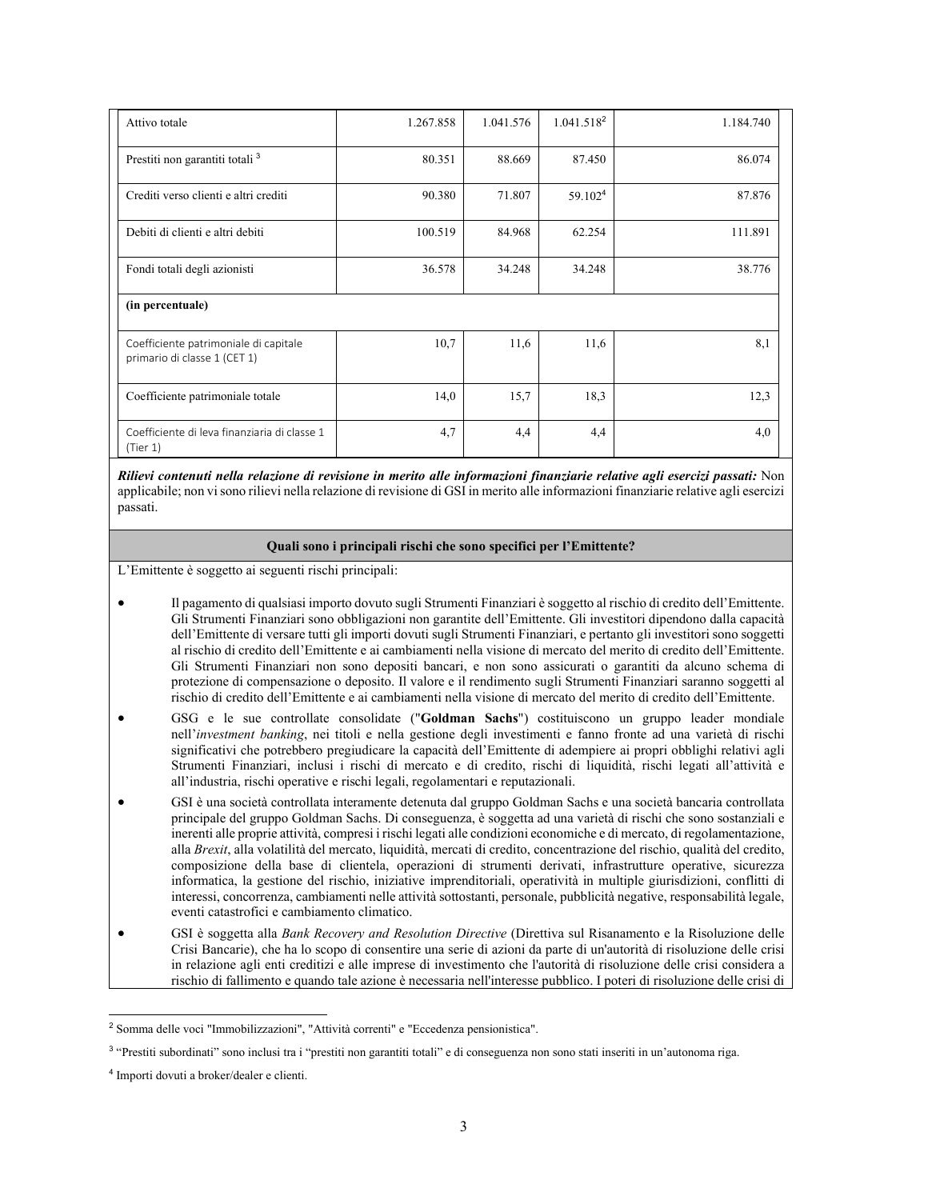| Attivo totale | 1.267.858 | 1.041.576 | 1.041.518[2] | 1.184.740 |
|---|---|---|---|---|
| Prestiti non garantiti totali [3] | 80.351 | 88.669 | 87.450 | 86.074 |
| Crediti verso clienti e altri crediti | 90.380 | 71.807 | 59.102[4] | 87.876 |
| Debiti di clienti e altri debiti | 100.519 | 84.968 | 62.254 | 111.891 |
| Fondi totali degli azionisti | 36.578 | 34.248 | 34.248 | 38.776 |
| **(in percentuale)** | | | | |
| Coefficiente patrimoniale di capitale primario di classe 1 (CET 1) | 10,7 | 11,6 | 11,6 | 8,1 |
| Coefficiente patrimoniale totale | 14,0 | 15,7 | 18,3 | 12,3 |
| Coefficiente di leva finanziaria di classe 1 (Tier 1) | 4,7 | 4,4 | 4,4 | 4,0 |

***Rilievi contenuti nella relazione di revisione in merito alle informazioni finanziarie relative agli esercizi passati:*** Non applicabile; non vi sono rilievi nella relazione di revisione di GSI in merito alle informazioni finanziarie relative agli esercizi passati.

**Quali sono i principali rischi che sono specifici per l'Emittente?**

L'Emittente è soggetto ai seguenti rischi principali:

- Il pagamento di qualsiasi importo dovuto sugli Strumenti Finanziari è soggetto al rischio di credito dell'Emittente. Gli Strumenti Finanziari sono obbligazioni non garantite dell'Emittente. Gli investitori dipendono dalla capacità dell'Emittente di versare tutti gli importi dovuti sugli Strumenti Finanziari, e pertanto gli investitori sono soggetti al rischio di credito dell'Emittente e ai cambiamenti nella visione di mercato del merito di credito dell'Emittente. Gli Strumenti Finanziari non sono depositi bancari, e non sono assicurati o garantiti da alcuno schema di protezione di compensazione o deposito. Il valore e il rendimento sugli Strumenti Finanziari saranno soggetti al rischio di credito dell'Emittente e ai cambiamenti nella visione di mercato del merito di credito dell'Emittente.
- GSG e le sue controllate consolidate ("**Goldman Sachs**") costituiscono un gruppo leader mondiale nell'*investment banking*, nei titoli e nella gestione degli investimenti e fanno fronte ad una varietà di rischi significativi che potrebbero pregiudicare la capacità dell'Emittente di adempiere ai propri obblighi relativi agli Strumenti Finanziari, inclusi i rischi di mercato e di credito, rischi di liquidità, rischi legati all'attività e all'industria, rischi operative e rischi legali, regolamentari e reputazionali.
- GSI è una società controllata interamente detenuta dal gruppo Goldman Sachs e una società bancaria controllata principale del gruppo Goldman Sachs. Di conseguenza, è soggetta ad una varietà di rischi che sono sostanziali e inerenti alle proprie attività, compresi i rischi legati alle condizioni economiche e di mercato, di regolamentazione, alla *Brexit*, alla volatilità del mercato, liquidità, mercati di credito, concentrazione del rischio, qualità del credito, composizione della base di clientela, operazioni di strumenti derivati, infrastrutture operative, sicurezza informatica, la gestione del rischio, iniziative imprenditoriali, operatività in multiple giurisdizioni, conflitti di interessi, concorrenza, cambiamenti nelle attività sottostanti, personale, pubblicità negative, responsabilità legale, eventi catastrofici e cambiamento climatico.
- GSI è soggetta alla *Bank Recovery and Resolution Directive* (Direttiva sul Risanamento e la Risoluzione delle Crisi Bancarie), che ha lo scopo di consentire una serie di azioni da parte di un'autorità di risoluzione delle crisi in relazione agli enti creditizi e alle imprese di investimento che l'autorità di risoluzione delle crisi considera a rischio di fallimento e quando tale azione è necessaria nell'interesse pubblico. I poteri di risoluzione delle crisi di

[2] Somma delle voci "Immobilizzazioni", "Attività correnti" e "Eccedenza pensionistica".

[3] "Prestiti subordinati" sono inclusi tra i "prestiti non garantiti totali" e di conseguenza non sono stati inseriti in un'autonoma riga.

[4] Importi dovuti a broker/dealer e clienti.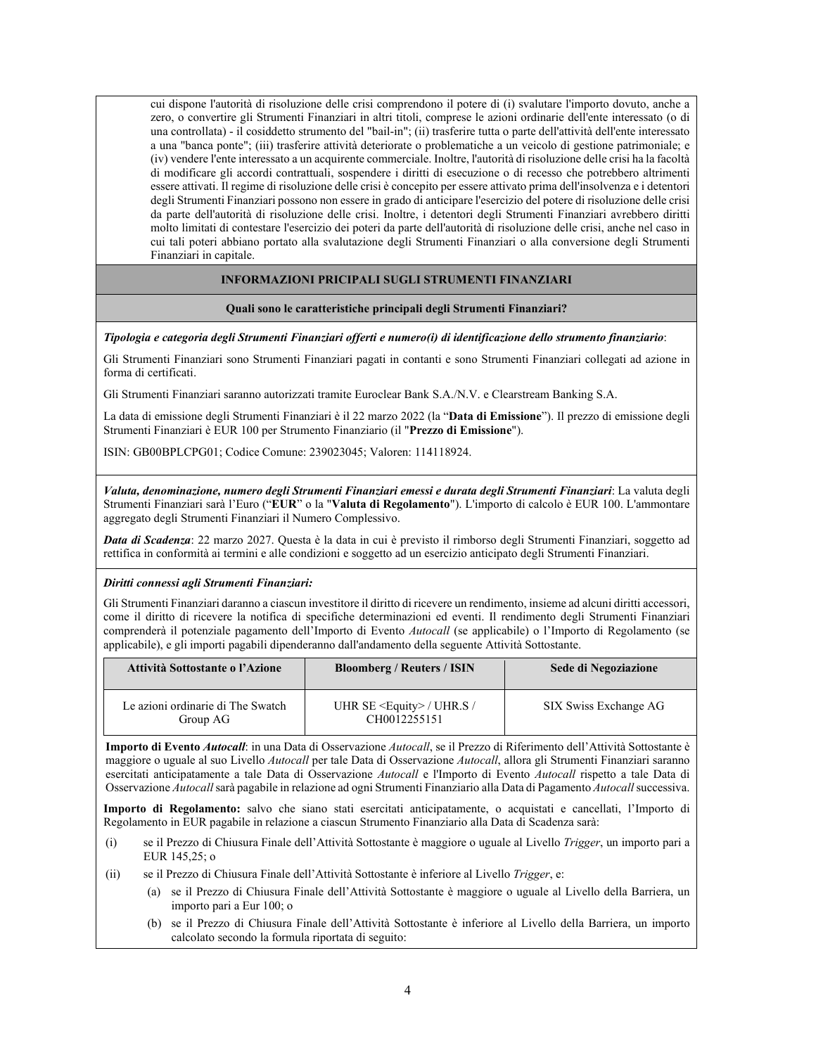cui dispone l'autorità di risoluzione delle crisi comprendono il potere di (i) svalutare l'importo dovuto, anche a zero, o convertire gli Strumenti Finanziari in altri titoli, comprese le azioni ordinarie dell'ente interessato (o di una controllata) - il cosiddetto strumento del "bail-in"; (ii) trasferire tutta o parte dell'attività dell'ente interessato a una "banca ponte"; (iii) trasferire attività deteriorate o problematiche a un veicolo di gestione patrimoniale; e (iv) vendere l'ente interessato a un acquirente commerciale. Inoltre, l'autorità di risoluzione delle crisi ha la facoltà di modificare gli accordi contrattuali, sospendere i diritti di esecuzione o di recesso che potrebbero altrimenti essere attivati. Il regime di risoluzione delle crisi è concepito per essere attivato prima dell'insolvenza e i detentori degli Strumenti Finanziari possono non essere in grado di anticipare l'esercizio del potere di risoluzione delle crisi da parte dell'autorità di risoluzione delle crisi. Inoltre, i detentori degli Strumenti Finanziari avrebbero diritti molto limitati di contestare l'esercizio dei poteri da parte dell'autorità di risoluzione delle crisi, anche nel caso in cui tali poteri abbiano portato alla svalutazione degli Strumenti Finanziari o alla conversione degli Strumenti Finanziari in capitale.

## INFORMAZIONI PRICIPALI SUGLI STRUMENTI FINANZIARI

### Quali sono le caratteristiche principali degli Strumenti Finanziari?

***Tipologia e categoria degli Strumenti Finanziari offerti e numero(i) di identificazione dello strumento finanziario***:

Gli Strumenti Finanziari sono Strumenti Finanziari pagati in contanti e sono Strumenti Finanziari collegati ad azione in forma di certificati.

Gli Strumenti Finanziari saranno autorizzati tramite Euroclear Bank S.A./N.V. e Clearstream Banking S.A.

La data di emissione degli Strumenti Finanziari è il 22 marzo 2022 (la "**Data di Emissione**"). Il prezzo di emissione degli Strumenti Finanziari è EUR 100 per Strumento Finanziario (il "**Prezzo di Emissione**").

ISIN: GB00BPLCPG01; Codice Comune: 239023045; Valoren: 114118924.

***Valuta, denominazione, numero degli Strumenti Finanziari emessi e durata degli Strumenti Finanziari***: La valuta degli Strumenti Finanziari sarà l'Euro ("**EUR**" o la "**Valuta di Regolamento**"). L'importo di calcolo è EUR 100. L'ammontare aggregato degli Strumenti Finanziari il Numero Complessivo.

***Data di Scadenza***: 22 marzo 2027. Questa è la data in cui è previsto il rimborso degli Strumenti Finanziari, soggetto ad rettifica in conformità ai termini e alle condizioni e soggetto ad un esercizio anticipato degli Strumenti Finanziari.

***Diritti connessi agli Strumenti Finanziari:***

Gli Strumenti Finanziari daranno a ciascun investitore il diritto di ricevere un rendimento, insieme ad alcuni diritti accessori, come il diritto di ricevere la notifica di specifiche determinazioni ed eventi. Il rendimento degli Strumenti Finanziari comprenderà il potenziale pagamento dell'Importo di Evento *Autocall* (se applicabile) o l'Importo di Regolamento (se applicabile), e gli importi pagabili dipenderanno dall'andamento della seguente Attività Sottostante.

| Attività Sottostante o l'Azione | Bloomberg / Reuters / ISIN | Sede di Negoziazione |
|---|---|---|
| Le azioni ordinarie di The Swatch Group AG | UHR SE <Equity> / UHR.S / CH0012255151 | SIX Swiss Exchange AG |

**Importo di Evento *Autocall***: in una Data di Osservazione *Autocall*, se il Prezzo di Riferimento dell'Attività Sottostante è maggiore o uguale al suo Livello *Autocall* per tale Data di Osservazione *Autocall*, allora gli Strumenti Finanziari saranno esercitati anticipatamente a tale Data di Osservazione *Autocall* e l'Importo di Evento *Autocall* rispetto a tale Data di Osservazione *Autocall* sarà pagabile in relazione ad ogni Strumenti Finanziario alla Data di Pagamento *Autocall* successiva.

**Importo di Regolamento:** salvo che siano stati esercitati anticipatamente, o acquistati e cancellati, l'Importo di Regolamento in EUR pagabile in relazione a ciascun Strumento Finanziario alla Data di Scadenza sarà:

(i) se il Prezzo di Chiusura Finale dell'Attività Sottostante è maggiore o uguale al Livello *Trigger*, un importo pari a EUR 145,25; o

(ii) se il Prezzo di Chiusura Finale dell'Attività Sottostante è inferiore al Livello *Trigger*, e:

  (a) se il Prezzo di Chiusura Finale dell'Attività Sottostante è maggiore o uguale al Livello della Barriera, un importo pari a Eur 100; o

  (b) se il Prezzo di Chiusura Finale dell'Attività Sottostante è inferiore al Livello della Barriera, un importo calcolato secondo la formula riportata di seguito: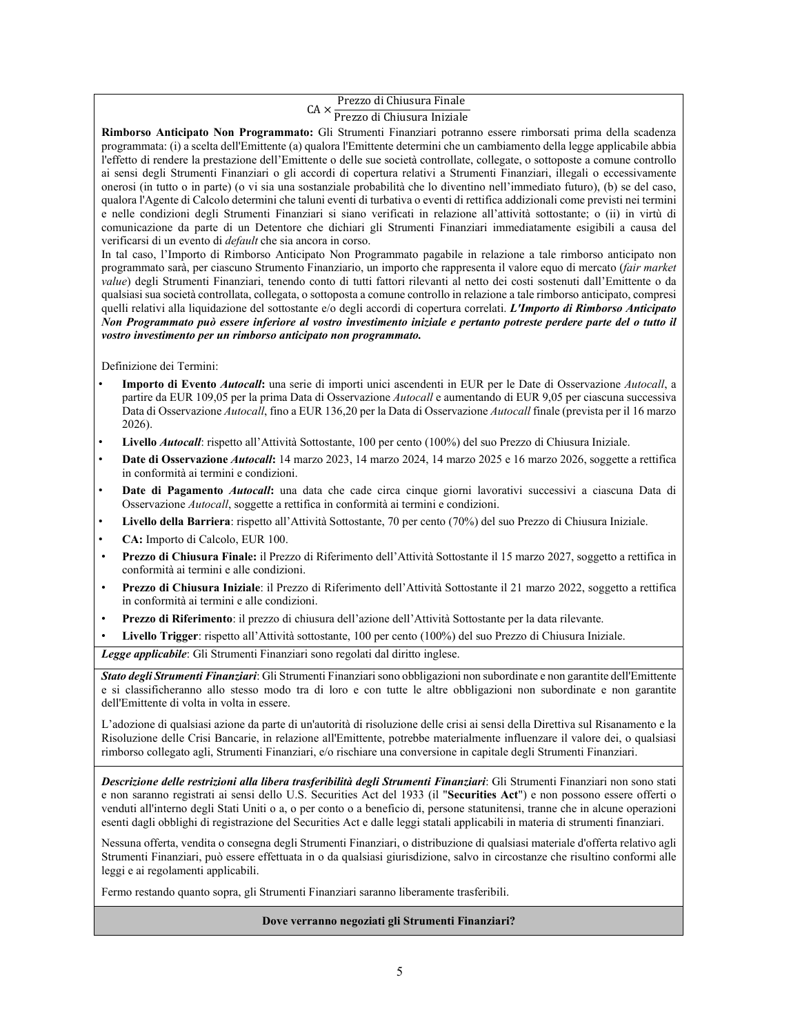$$CA \times \frac{\text{Prezzo di Chiusura Finale}}{\text{Prezzo di Chiusura Iniziale}}$$

**Rimborso Anticipato Non Programmato:** Gli Strumenti Finanziari potranno essere rimborsati prima della scadenza programmata: (i) a scelta dell'Emittente (a) qualora l'Emittente determini che un cambiamento della legge applicabile abbia l'effetto di rendere la prestazione dell'Emittente o delle sue società controllate, collegate, o sottoposte a comune controllo ai sensi degli Strumenti Finanziari o gli accordi di copertura relativi a Strumenti Finanziari, illegali o eccessivamente onerosi (in tutto o in parte) (o vi sia una sostanziale probabilità che lo diventino nell'immediato futuro), (b) se del caso, qualora l'Agente di Calcolo determini che taluni eventi di turbativa o eventi di rettifica addizionali come previsti nei termini e nelle condizioni degli Strumenti Finanziari si siano verificati in relazione all'attività sottostante; o (ii) in virtù di comunicazione da parte di un Detentore che dichiari gli Strumenti Finanziari immediatamente esigibili a causa del verificarsi di un evento di *default* che sia ancora in corso.

In tal caso, l'Importo di Rimborso Anticipato Non Programmato pagabile in relazione a tale rimborso anticipato non programmato sarà, per ciascuno Strumento Finanziario, un importo che rappresenta il valore equo di mercato (*fair market value*) degli Strumenti Finanziari, tenendo conto di tutti fattori rilevanti al netto dei costi sostenuti dall'Emittente o da qualsiasi sua società controllata, collegata, o sottoposta a comune controllo in relazione a tale rimborso anticipato, compresi quelli relativi alla liquidazione del sottostante e/o degli accordi di copertura correlati. ***L'Importo di Rimborso Anticipato Non Programmato può essere inferiore al vostro investimento iniziale e pertanto potreste perdere parte del o tutto il vostro investimento per un rimborso anticipato non programmato.***

Definizione dei Termini:

- **Importo di Evento *Autocall*:** una serie di importi unici ascendenti in EUR per le Date di Osservazione *Autocall*, a partire da EUR 109,05 per la prima Data di Osservazione *Autocall* e aumentando di EUR 9,05 per ciascuna successiva Data di Osservazione *Autocall*, fino a EUR 136,20 per la Data di Osservazione *Autocall* finale (prevista per il 16 marzo 2026).
- **Livello *Autocall***: rispetto all'Attività Sottostante, 100 per cento (100%) del suo Prezzo di Chiusura Iniziale.
- **Date di Osservazione *Autocall*:** 14 marzo 2023, 14 marzo 2024, 14 marzo 2025 e 16 marzo 2026, soggette a rettifica in conformità ai termini e condizioni.
- **Date di Pagamento *Autocall*:** una data che cade circa cinque giorni lavorativi successivi a ciascuna Data di Osservazione *Autocall*, soggette a rettifica in conformità ai termini e condizioni.
- **Livello della Barriera**: rispetto all'Attività Sottostante, 70 per cento (70%) del suo Prezzo di Chiusura Iniziale.
- **CA:** Importo di Calcolo, EUR 100.
- **Prezzo di Chiusura Finale:** il Prezzo di Riferimento dell'Attività Sottostante il 15 marzo 2027, soggetto a rettifica in conformità ai termini e alle condizioni.
- **Prezzo di Chiusura Iniziale**: il Prezzo di Riferimento dell'Attività Sottostante il 21 marzo 2022, soggetto a rettifica in conformità ai termini e alle condizioni.
- **Prezzo di Riferimento**: il prezzo di chiusura dell'azione dell'Attività Sottostante per la data rilevante.
- **Livello Trigger**: rispetto all'Attività sottostante, 100 per cento (100%) del suo Prezzo di Chiusura Iniziale.

***Legge applicabile***: Gli Strumenti Finanziari sono regolati dal diritto inglese.

***Stato degli Strumenti Finanziari***: Gli Strumenti Finanziari sono obbligazioni non subordinate e non garantite dell'Emittente e si classificheranno allo stesso modo tra di loro e con tutte le altre obbligazioni non subordinate e non garantite dell'Emittente di volta in volta in essere.

L'adozione di qualsiasi azione da parte di un'autorità di risoluzione delle crisi ai sensi della Direttiva sul Risanamento e la Risoluzione delle Crisi Bancarie, in relazione all'Emittente, potrebbe materialmente influenzare il valore dei, o qualsiasi rimborso collegato agli, Strumenti Finanziari, e/o rischiare una conversione in capitale degli Strumenti Finanziari.

***Descrizione delle restrizioni alla libera trasferibilità degli Strumenti Finanziari***: Gli Strumenti Finanziari non sono stati e non saranno registrati ai sensi dello U.S. Securities Act del 1933 (il "**Securities Act**") e non possono essere offerti o venduti all'interno degli Stati Uniti o a, o per conto o a beneficio di, persone statunitensi, tranne che in alcune operazioni esenti dagli obblighi di registrazione del Securities Act e dalle leggi statali applicabili in materia di strumenti finanziari.

Nessuna offerta, vendita o consegna degli Strumenti Finanziari, o distribuzione di qualsiasi materiale d'offerta relativo agli Strumenti Finanziari, può essere effettuata in o da qualsiasi giurisdizione, salvo in circostanze che risultino conformi alle leggi e ai regolamenti applicabili.

Fermo restando quanto sopra, gli Strumenti Finanziari saranno liberamente trasferibili.

**Dove verranno negoziati gli Strumenti Finanziari?**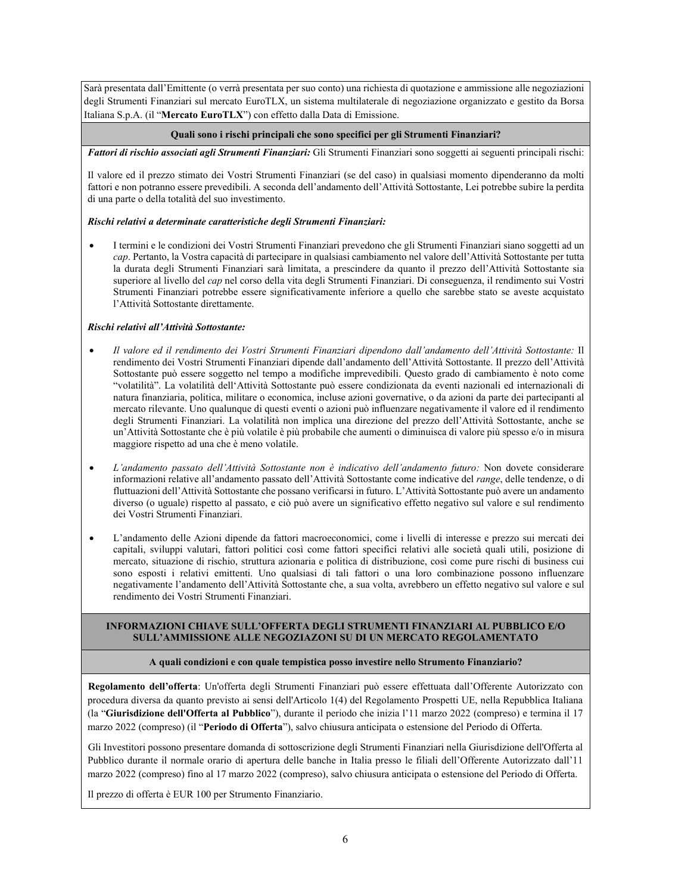Sarà presentata dall'Emittente (o verrà presentata per suo conto) una richiesta di quotazione e ammissione alle negoziazioni degli Strumenti Finanziari sul mercato EuroTLX, un sistema multilaterale di negoziazione organizzato e gestito da Borsa Italiana S.p.A. (il "**Mercato EuroTLX**") con effetto dalla Data di Emissione.

**Quali sono i rischi principali che sono specifici per gli Strumenti Finanziari?**

***Fattori di rischio associati agli Strumenti Finanziari:*** Gli Strumenti Finanziari sono soggetti ai seguenti principali rischi:

Il valore ed il prezzo stimato dei Vostri Strumenti Finanziari (se del caso) in qualsiasi momento dipenderanno da molti fattori e non potranno essere prevedibili. A seconda dell'andamento dell'Attività Sottostante, Lei potrebbe subire la perdita di una parte o della totalità del suo investimento.

***Rischi relativi a determinate caratteristiche degli Strumenti Finanziari:***

- I termini e le condizioni dei Vostri Strumenti Finanziari prevedono che gli Strumenti Finanziari siano soggetti ad un *cap*. Pertanto, la Vostra capacità di partecipare in qualsiasi cambiamento nel valore dell'Attività Sottostante per tutta la durata degli Strumenti Finanziari sarà limitata, a prescindere da quanto il prezzo dell'Attività Sottostante sia superiore al livello del *cap* nel corso della vita degli Strumenti Finanziari. Di conseguenza, il rendimento sui Vostri Strumenti Finanziari potrebbe essere significativamente inferiore a quello che sarebbe stato se aveste acquistato l'Attività Sottostante direttamente.

***Rischi relativi all'Attività Sottostante:***

- *Il valore ed il rendimento dei Vostri Strumenti Finanziari dipendono dall'andamento dell'Attività Sottostante:* Il rendimento dei Vostri Strumenti Finanziari dipende dall'andamento dell'Attività Sottostante. Il prezzo dell'Attività Sottostante può essere soggetto nel tempo a modifiche imprevedibili. Questo grado di cambiamento è noto come "volatilità". La volatilità dell'Attività Sottostante può essere condizionata da eventi nazionali ed internazionali di natura finanziaria, politica, militare o economica, incluse azioni governative, o da azioni da parte dei partecipanti al mercato rilevante. Uno qualunque di questi eventi o azioni può influenzare negativamente il valore ed il rendimento degli Strumenti Finanziari. La volatilità non implica una direzione del prezzo dell'Attività Sottostante, anche se un'Attività Sottostante che è più volatile è più probabile che aumenti o diminuisca di valore più spesso e/o in misura maggiore rispetto ad una che è meno volatile.

- *L'andamento passato dell'Attività Sottostante non è indicativo dell'andamento futuro:* Non dovete considerare informazioni relative all'andamento passato dell'Attività Sottostante come indicative del *range*, delle tendenze, o di fluttuazioni dell'Attività Sottostante che possano verificarsi in futuro. L'Attività Sottostante può avere un andamento diverso (o uguale) rispetto al passato, e ciò può avere un significativo effetto negativo sul valore e sul rendimento dei Vostri Strumenti Finanziari.

- L'andamento delle Azioni dipende da fattori macroeconomici, come i livelli di interesse e prezzo sui mercati dei capitali, sviluppi valutari, fattori politici così come fattori specifici relativi alle società quali utili, posizione di mercato, situazione di rischio, struttura azionaria e politica di distribuzione, così come pure rischi di business cui sono esposti i relativi emittenti. Uno qualsiasi di tali fattori o una loro combinazione possono influenzare negativamente l'andamento dell'Attività Sottostante che, a sua volta, avrebbero un effetto negativo sul valore e sul rendimento dei Vostri Strumenti Finanziari.

**INFORMAZIONI CHIAVE SULL'OFFERTA DEGLI STRUMENTI FINANZIARI AL PUBBLICO E/O SULL'AMMISSIONE ALLE NEGOZIAZONI SU DI UN MERCATO REGOLAMENTATO**

**A quali condizioni e con quale tempistica posso investire nello Strumento Finanziario?**

**Regolamento dell'offerta**: Un'offerta degli Strumenti Finanziari può essere effettuata dall'Offerente Autorizzato con procedura diversa da quanto previsto ai sensi dell'Articolo 1(4) del Regolamento Prospetti UE, nella Repubblica Italiana (la "**Giurisdizione dell'Offerta al Pubblico**"), durante il periodo che inizia l'11 marzo 2022 (compreso) e termina il 17 marzo 2022 (compreso) (il "**Periodo di Offerta**"), salvo chiusura anticipata o estensione del Periodo di Offerta.

Gli Investitori possono presentare domanda di sottoscrizione degli Strumenti Finanziari nella Giurisdizione dell'Offerta al Pubblico durante il normale orario di apertura delle banche in Italia presso le filiali dell'Offerente Autorizzato dall'11 marzo 2022 (compreso) fino al 17 marzo 2022 (compreso), salvo chiusura anticipata o estensione del Periodo di Offerta.

Il prezzo di offerta è EUR 100 per Strumento Finanziario.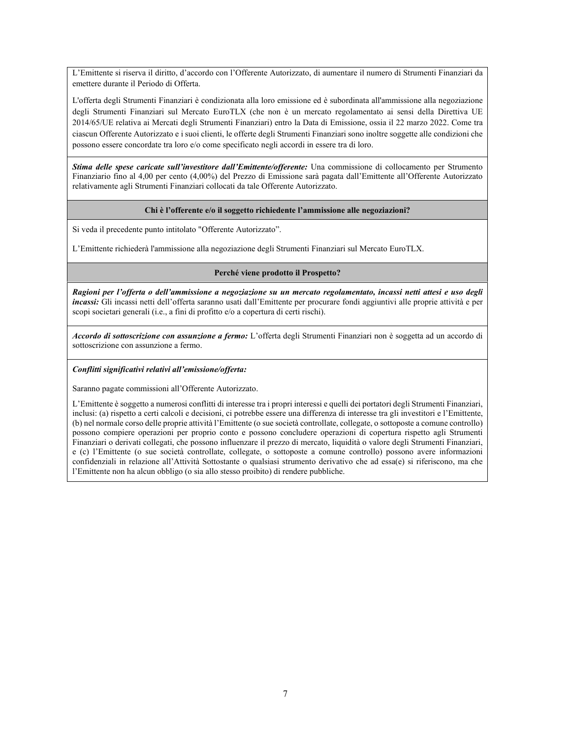L'Emittente si riserva il diritto, d'accordo con l'Offerente Autorizzato, di aumentare il numero di Strumenti Finanziari da emettere durante il Periodo di Offerta.

L'offerta degli Strumenti Finanziari è condizionata alla loro emissione ed è subordinata all'ammissione alla negoziazione degli Strumenti Finanziari sul Mercato EuroTLX (che non è un mercato regolamentato ai sensi della Direttiva UE 2014/65/UE relativa ai Mercati degli Strumenti Finanziari) entro la Data di Emissione, ossia il 22 marzo 2022. Come tra ciascun Offerente Autorizzato e i suoi clienti, le offerte degli Strumenti Finanziari sono inoltre soggette alle condizioni che possono essere concordate tra loro e/o come specificato negli accordi in essere tra di loro.

***Stima delle spese caricate sull'investitore dall'Emittente/offerente:*** Una commissione di collocamento per Strumento Finanziario fino al 4,00 per cento (4,00%) del Prezzo di Emissione sarà pagata dall'Emittente all'Offerente Autorizzato relativamente agli Strumenti Finanziari collocati da tale Offerente Autorizzato.

**Chi è l'offerente e/o il soggetto richiedente l'ammissione alle negoziazioni?**

Si veda il precedente punto intitolato "Offerente Autorizzato".

L'Emittente richiederà l'ammissione alla negoziazione degli Strumenti Finanziari sul Mercato EuroTLX.

**Perché viene prodotto il Prospetto?**

***Ragioni per l'offerta o dell'ammissione a negoziazione su un mercato regolamentato, incassi netti attesi e uso degli incassi:*** Gli incassi netti dell'offerta saranno usati dall'Emittente per procurare fondi aggiuntivi alle proprie attività e per scopi societari generali (i.e., a fini di profitto e/o a copertura di certi rischi).

***Accordo di sottoscrizione con assunzione a fermo:*** L'offerta degli Strumenti Finanziari non è soggetta ad un accordo di sottoscrizione con assunzione a fermo.

***Conflitti significativi relativi all'emissione/offerta:***

Saranno pagate commissioni all'Offerente Autorizzato.

L'Emittente è soggetto a numerosi conflitti di interesse tra i propri interessi e quelli dei portatori degli Strumenti Finanziari, inclusi: (a) rispetto a certi calcoli e decisioni, ci potrebbe essere una differenza di interesse tra gli investitori e l'Emittente, (b) nel normale corso delle proprie attività l'Emittente (o sue società controllate, collegate, o sottoposte a comune controllo) possono compiere operazioni per proprio conto e possono concludere operazioni di copertura rispetto agli Strumenti Finanziari o derivati collegati, che possono influenzare il prezzo di mercato, liquidità o valore degli Strumenti Finanziari, e (c) l'Emittente (o sue società controllate, collegate, o sottoposte a comune controllo) possono avere informazioni confidenziali in relazione all'Attività Sottostante o qualsiasi strumento derivativo che ad essa(e) si riferiscono, ma che l'Emittente non ha alcun obbligo (o sia allo stesso proibito) di rendere pubbliche.